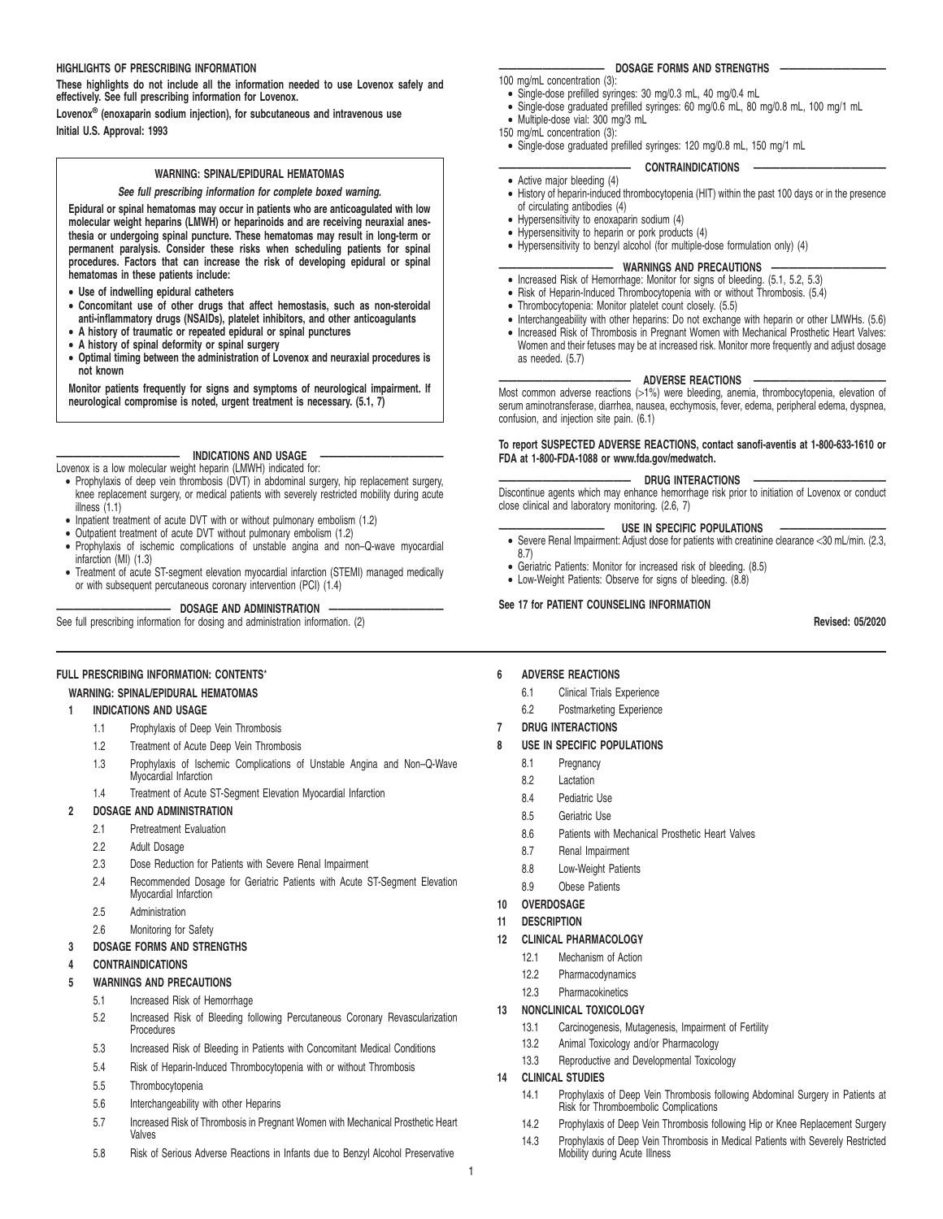## HIGHLIGHTS OF PRESCRIBING INFORMATION

**These highlights do not include all the information needed to use Lovenox safely and effectively. See full prescribing information for Lovenox.**

**Lovenox® (enoxaparin sodium injection), for subcutaneous and intravenous use**

**Initial U.S. Approval: 1993**

> **WARNING: SPINAL/EPIDURAL HEMATOMAS**
>
> ***See full prescribing information for complete boxed warning.***
>
> **Epidural or spinal hematomas may occur in patients who are anticoagulated with low molecular weight heparins (LMWH) or heparinoids and are receiving neuraxial anesthesia or undergoing spinal puncture. These hematomas may result in long-term or permanent paralysis. Consider these risks when scheduling patients for spinal procedures. Factors that can increase the risk of developing epidural or spinal hematomas in these patients include:**
>
> - **Use of indwelling epidural catheters**
> - **Concomitant use of other drugs that affect hemostasis, such as non-steroidal anti-inflammatory drugs (NSAIDs), platelet inhibitors, and other anticoagulants**
> - **A history of traumatic or repeated epidural or spinal punctures**
> - **A history of spinal deformity or spinal surgery**
> - **Optimal timing between the administration of Lovenox and neuraxial procedures is not known**
>
> **Monitor patients frequently for signs and symptoms of neurological impairment. If neurological compromise is noted, urgent treatment is necessary. (5.1, 7)**

### INDICATIONS AND USAGE

Lovenox is a low molecular weight heparin (LMWH) indicated for:

- Prophylaxis of deep vein thrombosis (DVT) in abdominal surgery, hip replacement surgery, knee replacement surgery, or medical patients with severely restricted mobility during acute illness (1.1)
- Inpatient treatment of acute DVT with or without pulmonary embolism (1.2)
- Outpatient treatment of acute DVT without pulmonary embolism (1.2)
- Prophylaxis of ischemic complications of unstable angina and non–Q-wave myocardial infarction (MI) (1.3)
- Treatment of acute ST-segment elevation myocardial infarction (STEMI) managed medically or with subsequent percutaneous coronary intervention (PCI) (1.4)

### DOSAGE AND ADMINISTRATION

See full prescribing information for dosing and administration information. (2)

### DOSAGE FORMS AND STRENGTHS

100 mg/mL concentration (3):

- Single-dose prefilled syringes: 30 mg/0.3 mL, 40 mg/0.4 mL
- Single-dose graduated prefilled syringes: 60 mg/0.6 mL, 80 mg/0.8 mL, 100 mg/1 mL
- Multiple-dose vial: 300 mg/3 mL

150 mg/mL concentration (3):

- Single-dose graduated prefilled syringes: 120 mg/0.8 mL, 150 mg/1 mL

### CONTRAINDICATIONS

- Active major bleeding (4)
- History of heparin-induced thrombocytopenia (HIT) within the past 100 days or in the presence of circulating antibodies (4)
- Hypersensitivity to enoxaparin sodium (4)
- Hypersensitivity to heparin or pork products (4)
- Hypersensitivity to benzyl alcohol (for multiple-dose formulation only) (4)

### WARNINGS AND PRECAUTIONS

- Increased Risk of Hemorrhage: Monitor for signs of bleeding. (5.1, 5.2, 5.3)
- Risk of Heparin-Induced Thrombocytopenia with or without Thrombosis. (5.4)
- Thrombocytopenia: Monitor platelet count closely. (5.5)
- Interchangeability with other heparins: Do not exchange with heparin or other LMWHs. (5.6)
- Increased Risk of Thrombosis in Pregnant Women with Mechanical Prosthetic Heart Valves: Women and their fetuses may be at increased risk. Monitor more frequently and adjust dosage as needed. (5.7)

### ADVERSE REACTIONS

Most common adverse reactions (>1%) were bleeding, anemia, thrombocytopenia, elevation of serum aminotransferase, diarrhea, nausea, ecchymosis, fever, edema, peripheral edema, dyspnea, confusion, and injection site pain. (6.1)

**To report SUSPECTED ADVERSE REACTIONS, contact sanofi-aventis at 1-800-633-1610 or FDA at 1-800-FDA-1088 or www.fda.gov/medwatch.**

### DRUG INTERACTIONS

Discontinue agents which may enhance hemorrhage risk prior to initiation of Lovenox or conduct close clinical and laboratory monitoring. (2.6, 7)

### USE IN SPECIFIC POPULATIONS

- Severe Renal Impairment: Adjust dose for patients with creatinine clearance <30 mL/min. (2.3, 8.7)
- Geriatric Patients: Monitor for increased risk of bleeding. (8.5)
- Low-Weight Patients: Observe for signs of bleeding. (8.8)

**See 17 for PATIENT COUNSELING INFORMATION**

**Revised: 05/2020**

---

## FULL PRESCRIBING INFORMATION: CONTENTS*

**WARNING: SPINAL/EPIDURAL HEMATOMAS**

**1 INDICATIONS AND USAGE**
- 1.1 Prophylaxis of Deep Vein Thrombosis
- 1.2 Treatment of Acute Deep Vein Thrombosis
- 1.3 Prophylaxis of Ischemic Complications of Unstable Angina and Non–Q-Wave Myocardial Infarction
- 1.4 Treatment of Acute ST-Segment Elevation Myocardial Infarction

**2 DOSAGE AND ADMINISTRATION**
- 2.1 Pretreatment Evaluation
- 2.2 Adult Dosage
- 2.3 Dose Reduction for Patients with Severe Renal Impairment
- 2.4 Recommended Dosage for Geriatric Patients with Acute ST-Segment Elevation Myocardial Infarction
- 2.5 Administration
- 2.6 Monitoring for Safety

**3 DOSAGE FORMS AND STRENGTHS**

**4 CONTRAINDICATIONS**

**5 WARNINGS AND PRECAUTIONS**
- 5.1 Increased Risk of Hemorrhage
- 5.2 Increased Risk of Bleeding following Percutaneous Coronary Revascularization Procedures
- 5.3 Increased Risk of Bleeding in Patients with Concomitant Medical Conditions
- 5.4 Risk of Heparin-Induced Thrombocytopenia with or without Thrombosis
- 5.5 Thrombocytopenia
- 5.6 Interchangeability with other Heparins
- 5.7 Increased Risk of Thrombosis in Pregnant Women with Mechanical Prosthetic Heart Valves
- 5.8 Risk of Serious Adverse Reactions in Infants due to Benzyl Alcohol Preservative

**6 ADVERSE REACTIONS**
- 6.1 Clinical Trials Experience
- 6.2 Postmarketing Experience

**7 DRUG INTERACTIONS**

**8 USE IN SPECIFIC POPULATIONS**
- 8.1 Pregnancy
- 8.2 Lactation
- 8.4 Pediatric Use
- 8.5 Geriatric Use
- 8.6 Patients with Mechanical Prosthetic Heart Valves
- 8.7 Renal Impairment
- 8.8 Low-Weight Patients
- 8.9 Obese Patients

**10 OVERDOSAGE**

**11 DESCRIPTION**

**12 CLINICAL PHARMACOLOGY**
- 12.1 Mechanism of Action
- 12.2 Pharmacodynamics
- 12.3 Pharmacokinetics

**13 NONCLINICAL TOXICOLOGY**
- 13.1 Carcinogenesis, Mutagenesis, Impairment of Fertility
- 13.2 Animal Toxicology and/or Pharmacology
- 13.3 Reproductive and Developmental Toxicology

**14 CLINICAL STUDIES**
- 14.1 Prophylaxis of Deep Vein Thrombosis following Abdominal Surgery in Patients at Risk for Thromboembolic Complications
- 14.2 Prophylaxis of Deep Vein Thrombosis following Hip or Knee Replacement Surgery
- 14.3 Prophylaxis of Deep Vein Thrombosis in Medical Patients with Severely Restricted Mobility during Acute Illness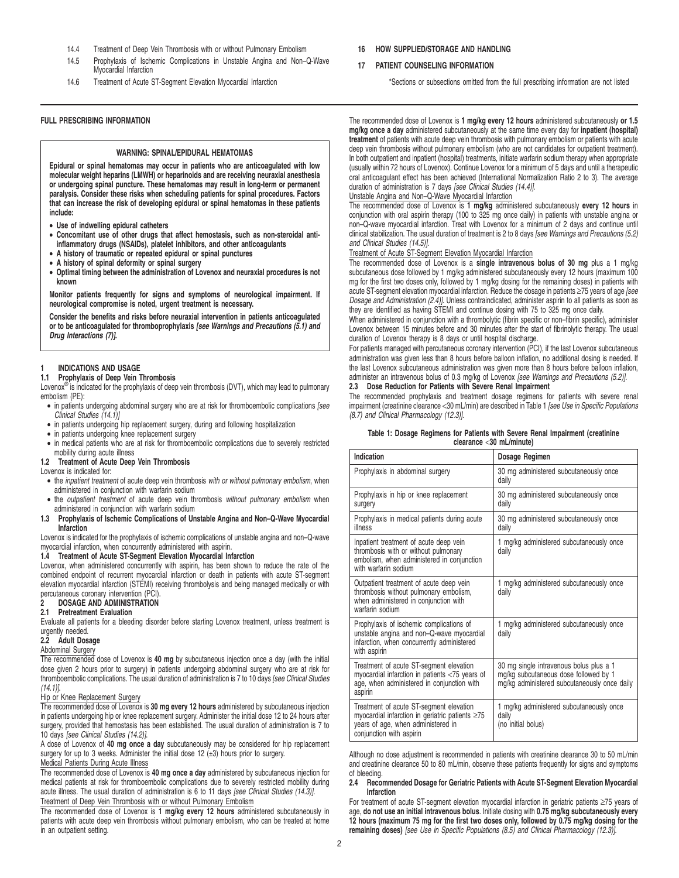14.4 Treatment of Deep Vein Thrombosis with or without Pulmonary Embolism
14.5 Prophylaxis of Ischemic Complications in Unstable Angina and Non–Q-Wave Myocardial Infarction
14.6 Treatment of Acute ST-Segment Elevation Myocardial Infarction

16 HOW SUPPLIED/STORAGE AND HANDLING

17 PATIENT COUNSELING INFORMATION

*Sections or subsections omitted from the full prescribing information are not listed

## FULL PRESCRIBING INFORMATION

**WARNING: SPINAL/EPIDURAL HEMATOMAS**

**Epidural or spinal hematomas may occur in patients who are anticoagulated with low molecular weight heparins (LMWH) or heparinoids and are receiving neuraxial anesthesia or undergoing spinal puncture. These hematomas may result in long-term or permanent paralysis. Consider these risks when scheduling patients for spinal procedures. Factors that can increase the risk of developing epidural or spinal hematomas in these patients include:**

- **Use of indwelling epidural catheters**
- **Concomitant use of other drugs that affect hemostasis, such as non-steroidal anti-inflammatory drugs (NSAIDs), platelet inhibitors, and other anticoagulants**
- **A history of traumatic or repeated epidural or spinal punctures**
- **A history of spinal deformity or spinal surgery**
- **Optimal timing between the administration of Lovenox and neuraxial procedures is not known**

**Monitor patients frequently for signs and symptoms of neurological impairment. If neurological compromise is noted, urgent treatment is necessary.**

**Consider the benefits and risks before neuraxial intervention in patients anticoagulated or to be anticoagulated for thromboprophylaxis *[see Warnings and Precautions (5.1) and Drug Interactions (7)]*.**

## 1 INDICATIONS AND USAGE

### 1.1 Prophylaxis of Deep Vein Thrombosis

Lovenox® is indicated for the prophylaxis of deep vein thrombosis (DVT), which may lead to pulmonary embolism (PE):

- in patients undergoing abdominal surgery who are at risk for thromboembolic complications *[see Clinical Studies (14.1)]*
- in patients undergoing hip replacement surgery, during and following hospitalization
- in patients undergoing knee replacement surgery
- in medical patients who are at risk for thromboembolic complications due to severely restricted mobility during acute illness

### 1.2 Treatment of Acute Deep Vein Thrombosis

Lovenox is indicated for:

- the *inpatient treatment* of acute deep vein thrombosis *with or without pulmonary embolism*, when administered in conjunction with warfarin sodium
- the *outpatient treatment* of acute deep vein thrombosis *without pulmonary embolism* when administered in conjunction with warfarin sodium

### 1.3 Prophylaxis of Ischemic Complications of Unstable Angina and Non–Q-Wave Myocardial Infarction

Lovenox is indicated for the prophylaxis of ischemic complications of unstable angina and non–Q-wave myocardial infarction, when concurrently administered with aspirin.

### 1.4 Treatment of Acute ST-Segment Elevation Myocardial Infarction

Lovenox, when administered concurrently with aspirin, has been shown to reduce the rate of the combined endpoint of recurrent myocardial infarction or death in patients with acute ST-segment elevation myocardial infarction (STEMI) receiving thrombolysis and being managed medically or with percutaneous coronary intervention (PCI).

## 2 DOSAGE AND ADMINISTRATION

### 2.1 Pretreatment Evaluation

Evaluate all patients for a bleeding disorder before starting Lovenox treatment, unless treatment is urgently needed.

### 2.2 Adult Dosage

Abdominal Surgery

The recommended dose of Lovenox is **40 mg** by subcutaneous injection once a day (with the initial dose given 2 hours prior to surgery) in patients undergoing abdominal surgery who are at risk for thromboembolic complications. The usual duration of administration is 7 to 10 days *[see Clinical Studies (14.1)]*.

Hip or Knee Replacement Surgery

The recommended dose of Lovenox is **30 mg every 12 hours** administered by subcutaneous injection in patients undergoing hip or knee replacement surgery. Administer the initial dose 12 to 24 hours after surgery, provided that hemostasis has been established. The usual duration of administration is 7 to 10 days *[see Clinical Studies (14.2)]*.

A dose of Lovenox of **40 mg once a day** subcutaneously may be considered for hip replacement surgery for up to 3 weeks. Administer the initial dose 12 (±3) hours prior to surgery.

Medical Patients During Acute Illness

The recommended dose of Lovenox is **40 mg once a day** administered by subcutaneous injection for medical patients at risk for thromboembolic complications due to severely restricted mobility during acute illness. The usual duration of administration is 6 to 11 days *[see Clinical Studies (14.3)]*.

Treatment of Deep Vein Thrombosis with or without Pulmonary Embolism

The recommended dose of Lovenox is **1 mg/kg every 12 hours** administered subcutaneously in patients with acute deep vein thrombosis without pulmonary embolism, who can be treated at home in an outpatient setting.

The recommended dose of Lovenox is **1 mg/kg every 12 hours** administered subcutaneously **or 1.5 mg/kg once a day** administered subcutaneously at the same time every day for **inpatient (hospital) treatment** of patients with acute deep vein thrombosis with pulmonary embolism or patients with acute deep vein thrombosis without pulmonary embolism (who are not candidates for outpatient treatment). In both outpatient and inpatient (hospital) treatments, initiate warfarin sodium therapy when appropriate (usually within 72 hours of Lovenox). Continue Lovenox for a minimum of 5 days and until a therapeutic oral anticoagulant effect has been achieved (International Normalization Ratio 2 to 3). The average duration of administration is 7 days *[see Clinical Studies (14.4)]*.

Unstable Angina and Non–Q-Wave Myocardial Infarction

The recommended dose of Lovenox is **1 mg/kg** administered subcutaneously **every 12 hours** in conjunction with oral aspirin therapy (100 to 325 mg once daily) in patients with unstable angina or non–Q-wave myocardial infarction. Treat with Lovenox for a minimum of 2 days and continue until clinical stabilization. The usual duration of treatment is 2 to 8 days *[see Warnings and Precautions (5.2) and Clinical Studies (14.5)]*.

Treatment of Acute ST-Segment Elevation Myocardial Infarction

The recommended dose of Lovenox is a **single intravenous bolus of 30 mg** plus a 1 mg/kg subcutaneous dose followed by 1 mg/kg administered subcutaneously every 12 hours (maximum 100 mg for the first two doses only, followed by 1 mg/kg dosing for the remaining doses) in patients with acute ST-segment elevation myocardial infarction. Reduce the dosage in patients ≥75 years of age *[see Dosage and Administration (2.4)]*. Unless contraindicated, administer aspirin to all patients as soon as they are identified as having STEMI and continue dosing with 75 to 325 mg once daily.

When administered in conjunction with a thrombolytic (fibrin specific or non–fibrin specific), administer Lovenox between 15 minutes before and 30 minutes after the start of fibrinolytic therapy. The usual duration of Lovenox therapy is 8 days or until hospital discharge.

For patients managed with percutaneous coronary intervention (PCI), if the last Lovenox subcutaneous administration was given less than 8 hours before balloon inflation, no additional dosing is needed. If the last Lovenox subcutaneous administration was given more than 8 hours before balloon inflation, administer an intravenous bolus of 0.3 mg/kg of Lovenox *[see Warnings and Precautions (5.2)]*.

### 2.3 Dose Reduction for Patients with Severe Renal Impairment

The recommended prophylaxis and treatment dosage regimens for patients with severe renal impairment (creatinine clearance <30 mL/min) are described in Table 1 *[see Use in Specific Populations (8.7) and Clinical Pharmacology (12.3)]*.

**Table 1: Dosage Regimens for Patients with Severe Renal Impairment (creatinine clearance <30 mL/minute)**

| Indication | Dosage Regimen |
|---|---|
| Prophylaxis in abdominal surgery | 30 mg administered subcutaneously once daily |
| Prophylaxis in hip or knee replacement surgery | 30 mg administered subcutaneously once daily |
| Prophylaxis in medical patients during acute illness | 30 mg administered subcutaneously once daily |
| Inpatient treatment of acute deep vein thrombosis with or without pulmonary embolism, when administered in conjunction with warfarin sodium | 1 mg/kg administered subcutaneously once daily |
| Outpatient treatment of acute deep vein thrombosis without pulmonary embolism, when administered in conjunction with warfarin sodium | 1 mg/kg administered subcutaneously once daily |
| Prophylaxis of ischemic complications of unstable angina and non–Q-wave myocardial infarction, when concurrently administered with aspirin | 1 mg/kg administered subcutaneously once daily |
| Treatment of acute ST-segment elevation myocardial infarction in patients <75 years of age, when administered in conjunction with aspirin | 30 mg single intravenous bolus plus a 1 mg/kg subcutaneous dose followed by 1 mg/kg administered subcutaneously once daily |
| Treatment of acute ST-segment elevation myocardial infarction in geriatric patients ≥75 years of age, when administered in conjunction with aspirin | 1 mg/kg administered subcutaneously once daily (no initial bolus) |

Although no dose adjustment is recommended in patients with creatinine clearance 30 to 50 mL/min and creatinine clearance 50 to 80 mL/min, observe these patients frequently for signs and symptoms of bleeding.

### 2.4 Recommended Dosage for Geriatric Patients with Acute ST-Segment Elevation Myocardial Infarction

For acute ST-segment elevation myocardial infarction in geriatric patients ≥75 years of age, **do not use an initial intravenous bolus**. Initiate dosing with **0.75 mg/kg subcutaneously every 12 hours (maximum 75 mg for the first two doses only, followed by 0.75 mg/kg dosing for the remaining doses)** *[see Use in Specific Populations (8.5) and Clinical Pharmacology (12.3)]*.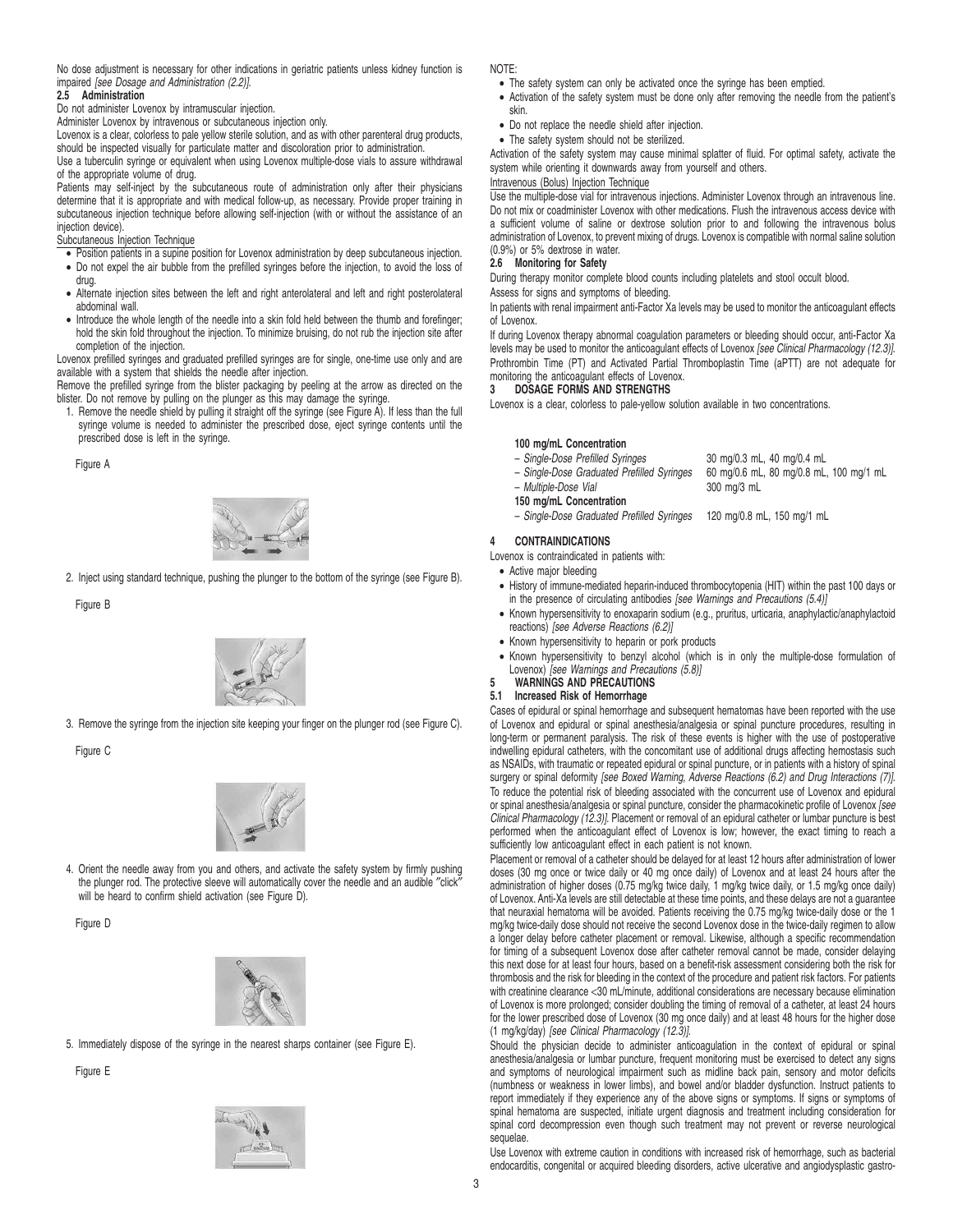No dose adjustment is necessary for other indications in geriatric patients unless kidney function is impaired *[see Dosage and Administration (2.2)]*.

### 2.5 Administration

Do not administer Lovenox by intramuscular injection.

Administer Lovenox by intravenous or subcutaneous injection only.

Lovenox is a clear, colorless to pale yellow sterile solution, and as with other parenteral drug products, should be inspected visually for particulate matter and discoloration prior to administration.

Use a tuberculin syringe or equivalent when using Lovenox multiple-dose vials to assure withdrawal of the appropriate volume of drug.

Patients may self-inject by the subcutaneous route of administration only after their physicians determine that it is appropriate and with medical follow-up, as necessary. Provide proper training in subcutaneous injection technique before allowing self-injection (with or without the assistance of an injection device).

Subcutaneous Injection Technique

- Position patients in a supine position for Lovenox administration by deep subcutaneous injection.
- Do not expel the air bubble from the prefilled syringes before the injection, to avoid the loss of drug.
- Alternate injection sites between the left and right anterolateral and left and right posterolateral abdominal wall.
- Introduce the whole length of the needle into a skin fold held between the thumb and forefinger; hold the skin fold throughout the injection. To minimize bruising, do not rub the injection site after completion of the injection.

Lovenox prefilled syringes and graduated prefilled syringes are for single, one-time use only and are available with a system that shields the needle after injection.

Remove the prefilled syringe from the blister packaging by peeling at the arrow as directed on the blister. Do not remove by pulling on the plunger as this may damage the syringe.

1. Remove the needle shield by pulling it straight off the syringe (see Figure A). If less than the full syringe volume is needed to administer the prescribed dose, eject syringe contents until the prescribed dose is left in the syringe.

Figure A

2. Inject using standard technique, pushing the plunger to the bottom of the syringe (see Figure B).

Figure B

3. Remove the syringe from the injection site keeping your finger on the plunger rod (see Figure C).

Figure C

4. Orient the needle away from you and others, and activate the safety system by firmly pushing the plunger rod. The protective sleeve will automatically cover the needle and an audible "click" will be heard to confirm shield activation (see Figure D).

Figure D

5. Immediately dispose of the syringe in the nearest sharps container (see Figure E).

Figure E

NOTE:

- The safety system can only be activated once the syringe has been emptied.
- Activation of the safety system must be done only after removing the needle from the patient's skin.
- Do not replace the needle shield after injection.
- The safety system should not be sterilized.

Activation of the safety system may cause minimal splatter of fluid. For optimal safety, activate the system while orienting it downwards away from yourself and others.

Intravenous (Bolus) Injection Technique

Use the multiple-dose vial for intravenous injections. Administer Lovenox through an intravenous line. Do not mix or coadminister Lovenox with other medications. Flush the intravenous access device with a sufficient volume of saline or dextrose solution prior to and following the intravenous bolus administration of Lovenox, to prevent mixing of drugs. Lovenox is compatible with normal saline solution (0.9%) or 5% dextrose in water.

### 2.6 Monitoring for Safety

During therapy monitor complete blood counts including platelets and stool occult blood.

Assess for signs and symptoms of bleeding.

In patients with renal impairment anti-Factor Xa levels may be used to monitor the anticoagulant effects of Lovenox.

If during Lovenox therapy abnormal coagulation parameters or bleeding should occur, anti-Factor Xa levels may be used to monitor the anticoagulant effects of Lovenox *[see Clinical Pharmacology (12.3)]*. Prothrombin Time (PT) and Activated Partial Thromboplastin Time (aPTT) are not adequate for monitoring the anticoagulant effects of Lovenox.

## 3 DOSAGE FORMS AND STRENGTHS

Lovenox is a clear, colorless to pale-yellow solution available in two concentrations.

| | |
|---|---|
| **100 mg/mL Concentration** | |
| – *Single-Dose Prefilled Syringes* | 30 mg/0.3 mL, 40 mg/0.4 mL |
| – *Single-Dose Graduated Prefilled Syringes* | 60 mg/0.6 mL, 80 mg/0.8 mL, 100 mg/1 mL |
| – *Multiple-Dose Vial* | 300 mg/3 mL |
| **150 mg/mL Concentration** | |
| – *Single-Dose Graduated Prefilled Syringes* | 120 mg/0.8 mL, 150 mg/1 mL |

## 4 CONTRAINDICATIONS

Lovenox is contraindicated in patients with:

- Active major bleeding
- History of immune-mediated heparin-induced thrombocytopenia (HIT) within the past 100 days or in the presence of circulating antibodies *[see Warnings and Precautions (5.4)]*
- Known hypersensitivity to enoxaparin sodium (e.g., pruritus, urticaria, anaphylactic/anaphylactoid reactions) *[see Adverse Reactions (6.2)]*
- Known hypersensitivity to heparin or pork products
- Known hypersensitivity to benzyl alcohol (which is in only the multiple-dose formulation of Lovenox) *[see Warnings and Precautions (5.8)]*

## 5 WARNINGS AND PRECAUTIONS

### 5.1 Increased Risk of Hemorrhage

Cases of epidural or spinal hemorrhage and subsequent hematomas have been reported with the use of Lovenox and epidural or spinal anesthesia/analgesia or spinal puncture procedures, resulting in long-term or permanent paralysis. The risk of these events is higher with the use of postoperative indwelling epidural catheters, with the concomitant use of additional drugs affecting hemostasis such as NSAIDs, with traumatic or repeated epidural or spinal puncture, or in patients with a history of spinal surgery or spinal deformity *[see Boxed Warning, Adverse Reactions (6.2) and Drug Interactions (7)]*.

To reduce the potential risk of bleeding associated with the concurrent use of Lovenox and epidural or spinal anesthesia/analgesia or spinal puncture, consider the pharmacokinetic profile of Lovenox *[see Clinical Pharmacology (12.3)]*. Placement or removal of an epidural catheter or lumbar puncture is best performed when the anticoagulant effect of Lovenox is low; however, the exact timing to reach a sufficiently low anticoagulant effect in each patient is not known.

Placement or removal of a catheter should be delayed for at least 12 hours after administration of lower doses (30 mg once or twice daily or 40 mg once daily) of Lovenox and at least 24 hours after the administration of higher doses (0.75 mg/kg twice daily, 1 mg/kg twice daily, or 1.5 mg/kg once daily) of Lovenox. Anti-Xa levels are still detectable at these time points, and these delays are not a guarantee that neuraxial hematoma will be avoided. Patients receiving the 0.75 mg/kg twice-daily dose or the 1 mg/kg twice-daily dose should not receive the second Lovenox dose in the twice-daily regimen to allow a longer delay before catheter placement or removal. Likewise, although a specific recommendation for timing of a subsequent Lovenox dose after catheter removal cannot be made, consider delaying this next dose for at least four hours, based on a benefit-risk assessment considering both the risk for thrombosis and the risk for bleeding in the context of the procedure and patient risk factors. For patients with creatinine clearance <30 mL/minute, additional considerations are necessary because elimination of Lovenox is more prolonged; consider doubling the timing of removal of a catheter, at least 24 hours for the lower prescribed dose of Lovenox (30 mg once daily) and at least 48 hours for the higher dose (1 mg/kg/day) *[see Clinical Pharmacology (12.3)]*.

Should the physician decide to administer anticoagulation in the context of epidural or spinal anesthesia/analgesia or lumbar puncture, frequent monitoring must be exercised to detect any signs and symptoms of neurological impairment such as midline back pain, sensory and motor deficits (numbness or weakness in lower limbs), and bowel and/or bladder dysfunction. Instruct patients to report immediately if they experience any of the above signs or symptoms. If signs or symptoms of spinal hematoma are suspected, initiate urgent diagnosis and treatment including consideration for spinal cord decompression even though such treatment may not prevent or reverse neurological sequelae.

Use Lovenox with extreme caution in conditions with increased risk of hemorrhage, such as bacterial endocarditis, congenital or acquired bleeding disorders, active ulcerative and angiodysplastic gastro-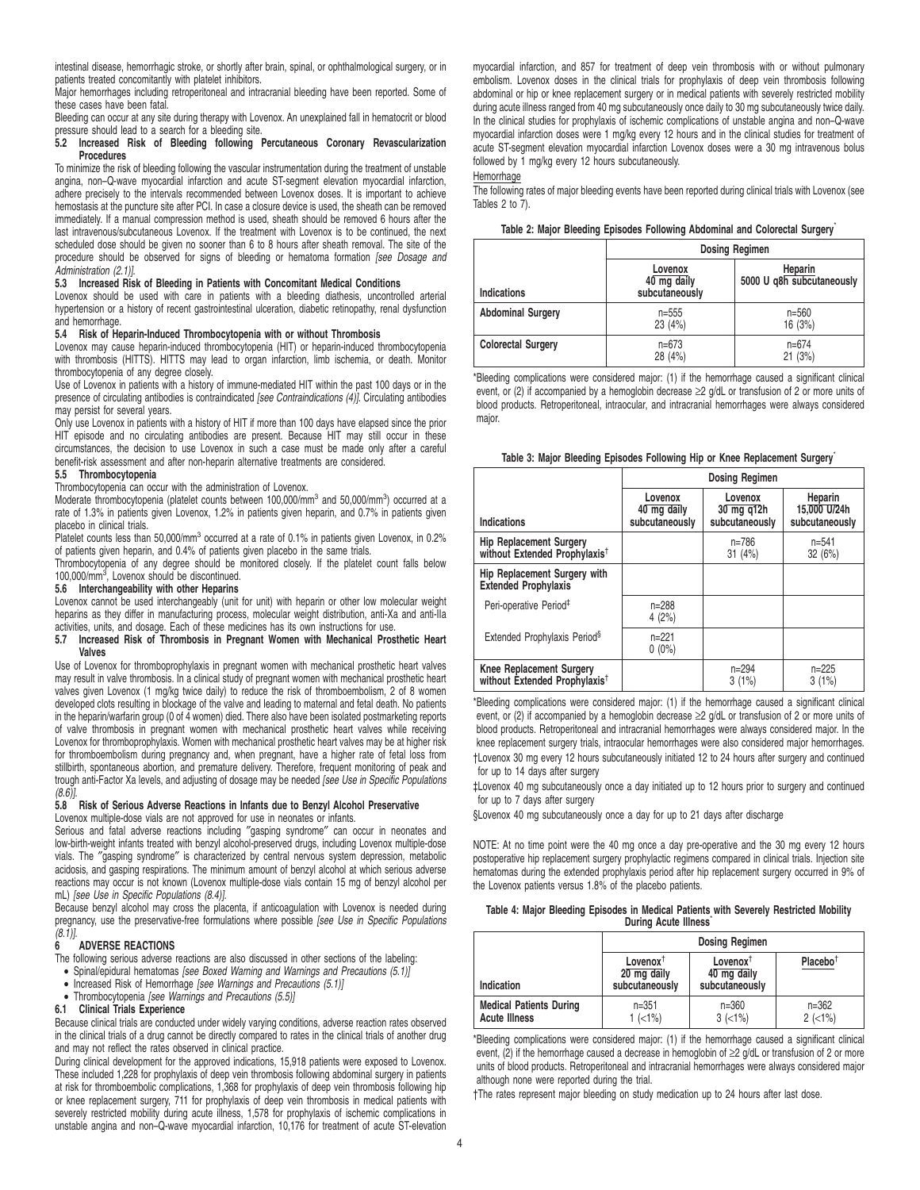intestinal disease, hemorrhagic stroke, or shortly after brain, spinal, or ophthalmological surgery, or in patients treated concomitantly with platelet inhibitors.

Major hemorrhages including retroperitoneal and intracranial bleeding have been reported. Some of these cases have been fatal.

Bleeding can occur at any site during therapy with Lovenox. An unexplained fall in hematocrit or blood pressure should lead to a search for a bleeding site.

### 5.2 Increased Risk of Bleeding following Percutaneous Coronary Revascularization Procedures

To minimize the risk of bleeding following the vascular instrumentation during the treatment of unstable angina, non–Q-wave myocardial infarction and acute ST-segment elevation myocardial infarction, adhere precisely to the intervals recommended between Lovenox doses. It is important to achieve hemostasis at the puncture site after PCI. In case a closure device is used, the sheath can be removed immediately. If a manual compression method is used, sheath should be removed 6 hours after the last intravenous/subcutaneous Lovenox. If the treatment with Lovenox is to be continued, the next scheduled dose should be given no sooner than 6 to 8 hours after sheath removal. The site of the procedure should be observed for signs of bleeding or hematoma formation *[see Dosage and Administration (2.1)]*.

### 5.3 Increased Risk of Bleeding in Patients with Concomitant Medical Conditions

Lovenox should be used with care in patients with a bleeding diathesis, uncontrolled arterial hypertension or a history of recent gastrointestinal ulceration, diabetic retinopathy, renal dysfunction and hemorrhage.

### 5.4 Risk of Heparin-Induced Thrombocytopenia with or without Thrombosis

Lovenox may cause heparin-induced thrombocytopenia (HIT) or heparin-induced thrombocytopenia with thrombosis (HITTS). HITTS may lead to organ infarction, limb ischemia, or death. Monitor thrombocytopenia of any degree closely.

Use of Lovenox in patients with a history of immune-mediated HIT within the past 100 days or in the presence of circulating antibodies is contraindicated *[see Contraindications (4)]*. Circulating antibodies may persist for several years.

Only use Lovenox in patients with a history of HIT if more than 100 days have elapsed since the prior HIT episode and no circulating antibodies are present. Because HIT may still occur in these circumstances, the decision to use Lovenox in such a case must be made only after a careful benefit-risk assessment and after non-heparin alternative treatments are considered.

### 5.5 Thrombocytopenia

Thrombocytopenia can occur with the administration of Lovenox.

Moderate thrombocytopenia (platelet counts between 100,000/mm$^3$ and 50,000/mm$^3$) occurred at a rate of 1.3% in patients given Lovenox, 1.2% in patients given heparin, and 0.7% in patients given placebo in clinical trials.

Platelet counts less than 50,000/mm$^3$ occurred at a rate of 0.1% in patients given Lovenox, in 0.2% of patients given heparin, and 0.4% of patients given placebo in the same trials.

Thrombocytopenia of any degree should be monitored closely. If the platelet count falls below 100,000/mm$^3$, Lovenox should be discontinued.

### 5.6 Interchangeability with other Heparins

Lovenox cannot be used interchangeably (unit for unit) with heparin or other low molecular weight heparins as they differ in manufacturing process, molecular weight distribution, anti-Xa and anti-IIa activities, units, and dosage. Each of these medicines has its own instructions for use.

### 5.7 Increased Risk of Thrombosis in Pregnant Women with Mechanical Prosthetic Heart Valves

Use of Lovenox for thromboprophylaxis in pregnant women with mechanical prosthetic heart valves may result in valve thrombosis. In a clinical study of pregnant women with mechanical prosthetic heart valves given Lovenox (1 mg/kg twice daily) to reduce the risk of thromboembolism, 2 of 8 women developed clots resulting in blockage of the valve and leading to maternal and fetal death. No patients in the heparin/warfarin group (0 of 4 women) died. There also have been isolated postmarketing reports of valve thrombosis in pregnant women with mechanical prosthetic heart valves while receiving Lovenox for thromboprophylaxis. Women with mechanical prosthetic heart valves may be at higher risk for thromboembolism during pregnancy and, when pregnant, have a higher rate of fetal loss from stillbirth, spontaneous abortion, and premature delivery. Therefore, frequent monitoring of peak and trough anti-Factor Xa levels, and adjusting of dosage may be needed *[see Use in Specific Populations (8.6)]*.

### 5.8 Risk of Serious Adverse Reactions in Infants due to Benzyl Alcohol Preservative

Lovenox multiple-dose vials are not approved for use in neonates or infants.

Serious and fatal adverse reactions including "gasping syndrome" can occur in neonates and low-birth-weight infants treated with benzyl alcohol-preserved drugs, including Lovenox multiple-dose vials. The "gasping syndrome" is characterized by central nervous system depression, metabolic acidosis, and gasping respirations. The minimum amount of benzyl alcohol at which serious adverse reactions may occur is not known (Lovenox multiple-dose vials contain 15 mg of benzyl alcohol per mL) *[see Use in Specific Populations (8.4)]*.

Because benzyl alcohol may cross the placenta, if anticoagulation with Lovenox is needed during pregnancy, use the preservative-free formulations where possible *[see Use in Specific Populations (8.1)]*.

## 6 ADVERSE REACTIONS

The following serious adverse reactions are also discussed in other sections of the labeling:

- Spinal/epidural hematomas *[see Boxed Warning and Warnings and Precautions (5.1)]*
- Increased Risk of Hemorrhage *[see Warnings and Precautions (5.1)]*
- Thrombocytopenia *[see Warnings and Precautions (5.5)]*

### 6.1 Clinical Trials Experience

Because clinical trials are conducted under widely varying conditions, adverse reaction rates observed in the clinical trials of a drug cannot be directly compared to rates in the clinical trials of another drug and may not reflect the rates observed in clinical practice.

During clinical development for the approved indications, 15,918 patients were exposed to Lovenox. These included 1,228 for prophylaxis of deep vein thrombosis following abdominal surgery in patients at risk for thromboembolic complications, 1,368 for prophylaxis of deep vein thrombosis following hip or knee replacement surgery, 711 for prophylaxis of deep vein thrombosis in medical patients with severely restricted mobility during acute illness, 1,578 for prophylaxis of ischemic complications in unstable angina and non–Q-wave myocardial infarction, 10,176 for treatment of acute ST-elevation myocardial infarction, and 857 for treatment of deep vein thrombosis with or without pulmonary embolism. Lovenox doses in the clinical trials for prophylaxis of deep vein thrombosis following abdominal or hip or knee replacement surgery or in medical patients with severely restricted mobility during acute illness ranged from 40 mg subcutaneously once daily to 30 mg subcutaneously twice daily. In the clinical studies for prophylaxis of ischemic complications of unstable angina and non–Q-wave myocardial infarction doses were 1 mg/kg every 12 hours and in the clinical studies for treatment of acute ST-segment elevation myocardial infarction Lovenox doses were a 30 mg intravenous bolus followed by 1 mg/kg every 12 hours subcutaneously.

Hemorrhage

The following rates of major bleeding events have been reported during clinical trials with Lovenox (see Tables 2 to 7).

**Table 2: Major Bleeding Episodes Following Abdominal and Colorectal Surgery***

| | Dosing Regimen | |
|---|---|---|
| **Indications** | **Lovenox 40 mg daily subcutaneously** | **Heparin 5000 U q8h subcutaneously** |
| **Abdominal Surgery** | n=555<br>23 (4%) | n=560<br>16 (3%) |
| **Colorectal Surgery** | n=673<br>28 (4%) | n=674<br>21 (3%) |

*Bleeding complications were considered major: (1) if the hemorrhage caused a significant clinical event, or (2) if accompanied by a hemoglobin decrease ≥2 g/dL or transfusion of 2 or more units of blood products. Retroperitoneal, intraocular, and intracranial hemorrhages were always considered major.

**Table 3: Major Bleeding Episodes Following Hip or Knee Replacement Surgery***

| | Dosing Regimen | | |
|---|---|---|---|
| **Indications** | **Lovenox 40 mg daily subcutaneously** | **Lovenox 30 mg q12h subcutaneously** | **Heparin 15,000 U/24h subcutaneously** |
| **Hip Replacement Surgery without Extended Prophylaxis†** | | n=786<br>31 (4%) | n=541<br>32 (6%) |
| **Hip Replacement Surgery with Extended Prophylaxis** | | | |
| Peri-operative Period‡ | n=288<br>4 (2%) | | |
| Extended Prophylaxis Period§ | n=221<br>0 (0%) | | |
| **Knee Replacement Surgery without Extended Prophylaxis†** | | n=294<br>3 (1%) | n=225<br>3 (1%) |

*Bleeding complications were considered major: (1) if the hemorrhage caused a significant clinical event, or (2) if accompanied by a hemoglobin decrease ≥2 g/dL or transfusion of 2 or more units of blood products. Retroperitoneal and intracranial hemorrhages were always considered major. In the knee replacement surgery trials, intraocular hemorrhages were also considered major hemorrhages.

†Lovenox 30 mg every 12 hours subcutaneously initiated 12 to 24 hours after surgery and continued for up to 14 days after surgery

‡Lovenox 40 mg subcutaneously once a day initiated up to 12 hours prior to surgery and continued for up to 7 days after surgery

§Lovenox 40 mg subcutaneously once a day for up to 21 days after discharge

NOTE: At no time point were the 40 mg once a day pre-operative and the 30 mg every 12 hours postoperative hip replacement surgery prophylactic regimens compared in clinical trials. Injection site hematomas during the extended prophylaxis period after hip replacement surgery occurred in 9% of the Lovenox patients versus 1.8% of the placebo patients.

**Table 4: Major Bleeding Episodes in Medical Patients with Severely Restricted Mobility During Acute Illness***

| | Dosing Regimen | | |
|---|---|---|---|
| **Indication** | **Lovenox† 20 mg daily subcutaneously** | **Lovenox† 40 mg daily subcutaneously** | **Placebo†** |
| **Medical Patients During Acute Illness** | n=351<br>1 (<1%) | n=360<br>3 (<1%) | n=362<br>2 (<1%) |

*Bleeding complications were considered major: (1) if the hemorrhage caused a significant clinical event, (2) if the hemorrhage caused a decrease in hemoglobin of ≥2 g/dL or transfusion of 2 or more units of blood products. Retroperitoneal and intracranial hemorrhages were always considered major although none were reported during the trial.

†The rates represent major bleeding on study medication up to 24 hours after last dose.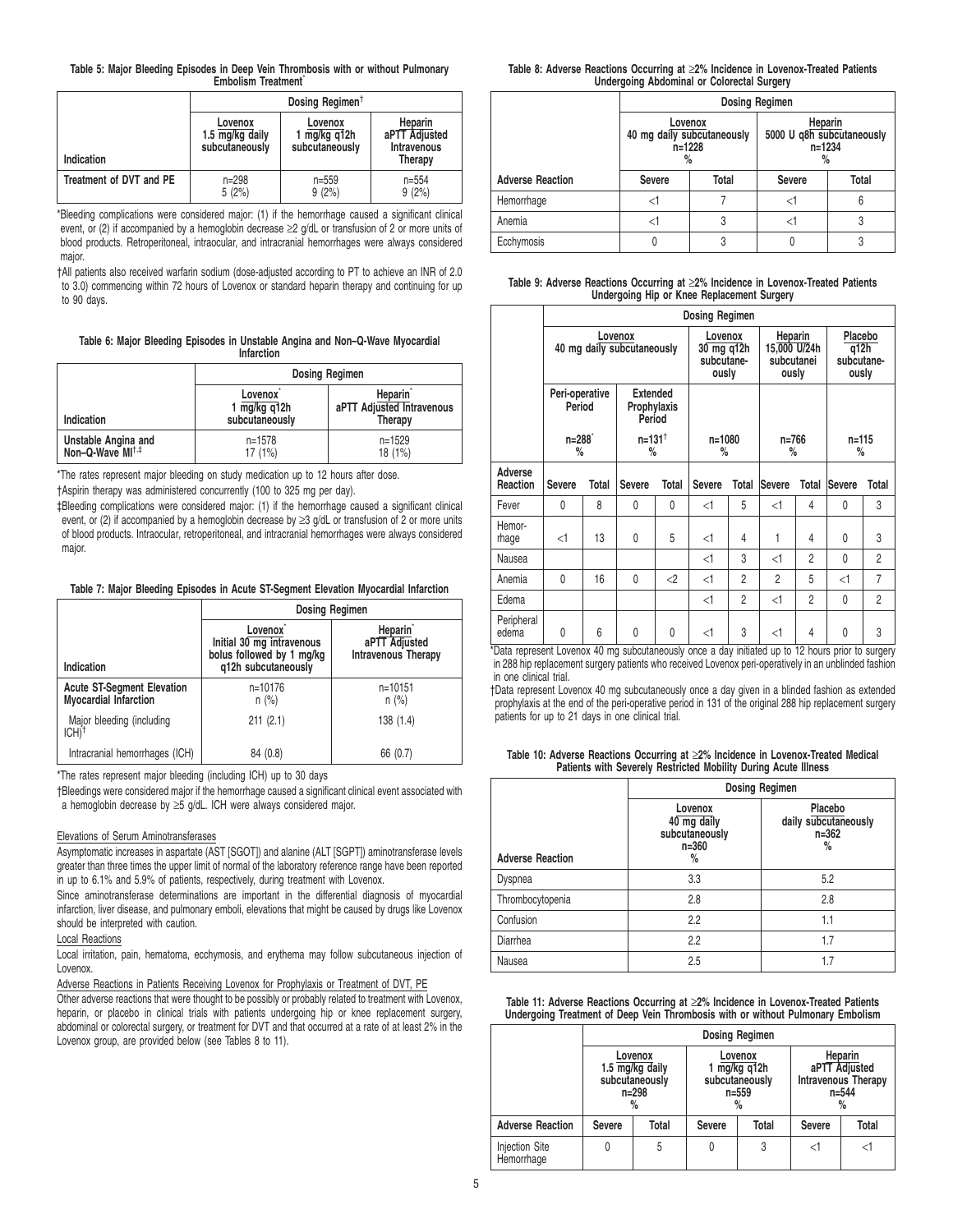**Table 5: Major Bleeding Episodes in Deep Vein Thrombosis with or without Pulmonary Embolism Treatment***

| | Dosing Regimen† | | |
|---|---|---|---|
| Indication | Lovenox 1.5 mg/kg daily subcutaneously | Lovenox 1 mg/kg q12h subcutaneously | Heparin aPTT Adjusted Intravenous Therapy |
| Treatment of DVT and PE | n=298 5 (2%) | n=559 9 (2%) | n=554 9 (2%) |

*Bleeding complications were considered major: (1) if the hemorrhage caused a significant clinical event, or (2) if accompanied by a hemoglobin decrease ≥2 g/dL or transfusion of 2 or more units of blood products. Retroperitoneal, intraocular, and intracranial hemorrhages were always considered major.

†All patients also received warfarin sodium (dose-adjusted according to PT to achieve an INR of 2.0 to 3.0) commencing within 72 hours of Lovenox or standard heparin therapy and continuing for up to 90 days.

**Table 6: Major Bleeding Episodes in Unstable Angina and Non–Q-Wave Myocardial Infarction**

| | Dosing Regimen | |
|---|---|---|
| Indication | Lovenox* 1 mg/kg q12h subcutaneously | Heparin* aPTT Adjusted Intravenous Therapy |
| Unstable Angina and Non–Q-Wave MI†,‡ | n=1578 17 (1%) | n=1529 18 (1%) |

*The rates represent major bleeding on study medication up to 12 hours after dose.

†Aspirin therapy was administered concurrently (100 to 325 mg per day).

‡Bleeding complications were considered major: (1) if the hemorrhage caused a significant clinical event, or (2) if accompanied by a hemoglobin decrease by ≥3 g/dL or transfusion of 2 or more units of blood products. Intraocular, retroperitoneal, and intracranial hemorrhages were always considered major.

**Table 7: Major Bleeding Episodes in Acute ST-Segment Elevation Myocardial Infarction**

| | Dosing Regimen | |
|---|---|---|
| Indication | Lovenox* Initial 30 mg intravenous bolus followed by 1 mg/kg q12h subcutaneously | Heparin* aPTT Adjusted Intravenous Therapy |
| Acute ST-Segment Elevation Myocardial Infarction | n=10176 n (%) | n=10151 n (%) |
| Major bleeding (including ICH)† | 211 (2.1) | 138 (1.4) |
| Intracranial hemorrhages (ICH) | 84 (0.8) | 66 (0.7) |

*The rates represent major bleeding (including ICH) up to 30 days

†Bleedings were considered major if the hemorrhage caused a significant clinical event associated with a hemoglobin decrease by ≥5 g/dL. ICH were always considered major.

Elevations of Serum Aminotransferases

Asymptomatic increases in aspartate (AST [SGOT]) and alanine (ALT [SGPT]) aminotransferase levels greater than three times the upper limit of normal of the laboratory reference range have been reported in up to 6.1% and 5.9% of patients, respectively, during treatment with Lovenox.

Since aminotransferase determinations are important in the differential diagnosis of myocardial infarction, liver disease, and pulmonary emboli, elevations that might be caused by drugs like Lovenox should be interpreted with caution.

Local Reactions

Local irritation, pain, hematoma, ecchymosis, and erythema may follow subcutaneous injection of Lovenox.

Adverse Reactions in Patients Receiving Lovenox for Prophylaxis or Treatment of DVT, PE

Other adverse reactions that were thought to be possibly or probably related to treatment with Lovenox, heparin, or placebo in clinical trials with patients undergoing hip or knee replacement surgery, abdominal or colorectal surgery, or treatment for DVT and that occurred at a rate of at least 2% in the Lovenox group, are provided below (see Tables 8 to 11).

**Table 8: Adverse Reactions Occurring at ≥2% Incidence in Lovenox-Treated Patients Undergoing Abdominal or Colorectal Surgery**

| | Dosing Regimen | | | |
|---|---|---|---|---|
| | Lovenox 40 mg daily subcutaneously n=1228 % | | Heparin 5000 U q8h subcutaneously n=1234 % | |
| Adverse Reaction | Severe | Total | Severe | Total |
| Hemorrhage | <1 | 7 | <1 | 6 |
| Anemia | <1 | 3 | <1 | 3 |
| Ecchymosis | 0 | 3 | 0 | 3 |

**Table 9: Adverse Reactions Occurring at ≥2% Incidence in Lovenox-Treated Patients Undergoing Hip or Knee Replacement Surgery**

| | Dosing Regimen | | | | | | | | | |
|---|---|---|---|---|---|---|---|---|---|---|
| | Lovenox 40 mg daily subcutaneously | | | | Lovenox 30 mg q12h subcutaneously | | Heparin 15,000 U/24h subcutaneously | | Placebo q12h subcutaneously | |
| | Peri-operative Period n=288* % | | Extended Prophylaxis Period n=131† % | | n=1080 % | | n=766 % | | n=115 % | |
| Adverse Reaction | Severe | Total | Severe | Total | Severe | Total | Severe | Total | Severe | Total |
| Fever | 0 | 8 | 0 | 0 | <1 | 5 | <1 | 4 | 0 | 3 |
| Hemorrhage | <1 | 13 | 0 | 5 | <1 | 4 | 1 | 4 | 0 | 3 |
| Nausea | | | | | <1 | 3 | <1 | 2 | 0 | 2 |
| Anemia | 0 | 16 | 0 | <2 | <1 | 2 | 2 | 5 | <1 | 7 |
| Edema | | | | | <1 | 2 | <1 | 2 | 0 | 2 |
| Peripheral edema | 0 | 6 | 0 | 0 | <1 | 3 | <1 | 4 | 0 | 3 |

*Data represent Lovenox 40 mg subcutaneously once a day initiated up to 12 hours prior to surgery in 288 hip replacement surgery patients who received Lovenox peri-operatively in an unblinded fashion in one clinical trial.

†Data represent Lovenox 40 mg subcutaneously once a day given in a blinded fashion as extended prophylaxis at the end of the peri-operative period in 131 of the original 288 hip replacement surgery patients for up to 21 days in one clinical trial.

**Table 10: Adverse Reactions Occurring at ≥2% Incidence in Lovenox-Treated Medical Patients with Severely Restricted Mobility During Acute Illness**

| | Dosing Regimen | |
|---|---|---|
| Adverse Reaction | Lovenox 40 mg daily subcutaneously n=360 % | Placebo daily subcutaneously n=362 % |
| Dyspnea | 3.3 | 5.2 |
| Thrombocytopenia | 2.8 | 2.8 |
| Confusion | 2.2 | 1.1 |
| Diarrhea | 2.2 | 1.7 |
| Nausea | 2.5 | 1.7 |

**Table 11: Adverse Reactions Occurring at ≥2% Incidence in Lovenox-Treated Patients Undergoing Treatment of Deep Vein Thrombosis with or without Pulmonary Embolism**

| | Dosing Regimen | | | | | |
|---|---|---|---|---|---|---|
| | Lovenox 1.5 mg/kg daily subcutaneously n=298 % | | Lovenox 1 mg/kg q12h subcutaneously n=559 % | | Heparin aPTT Adjusted Intravenous Therapy n=544 % | |
| Adverse Reaction | Severe | Total | Severe | Total | Severe | Total |
| Injection Site Hemorrhage | 0 | 5 | 0 | 3 | <1 | <1 |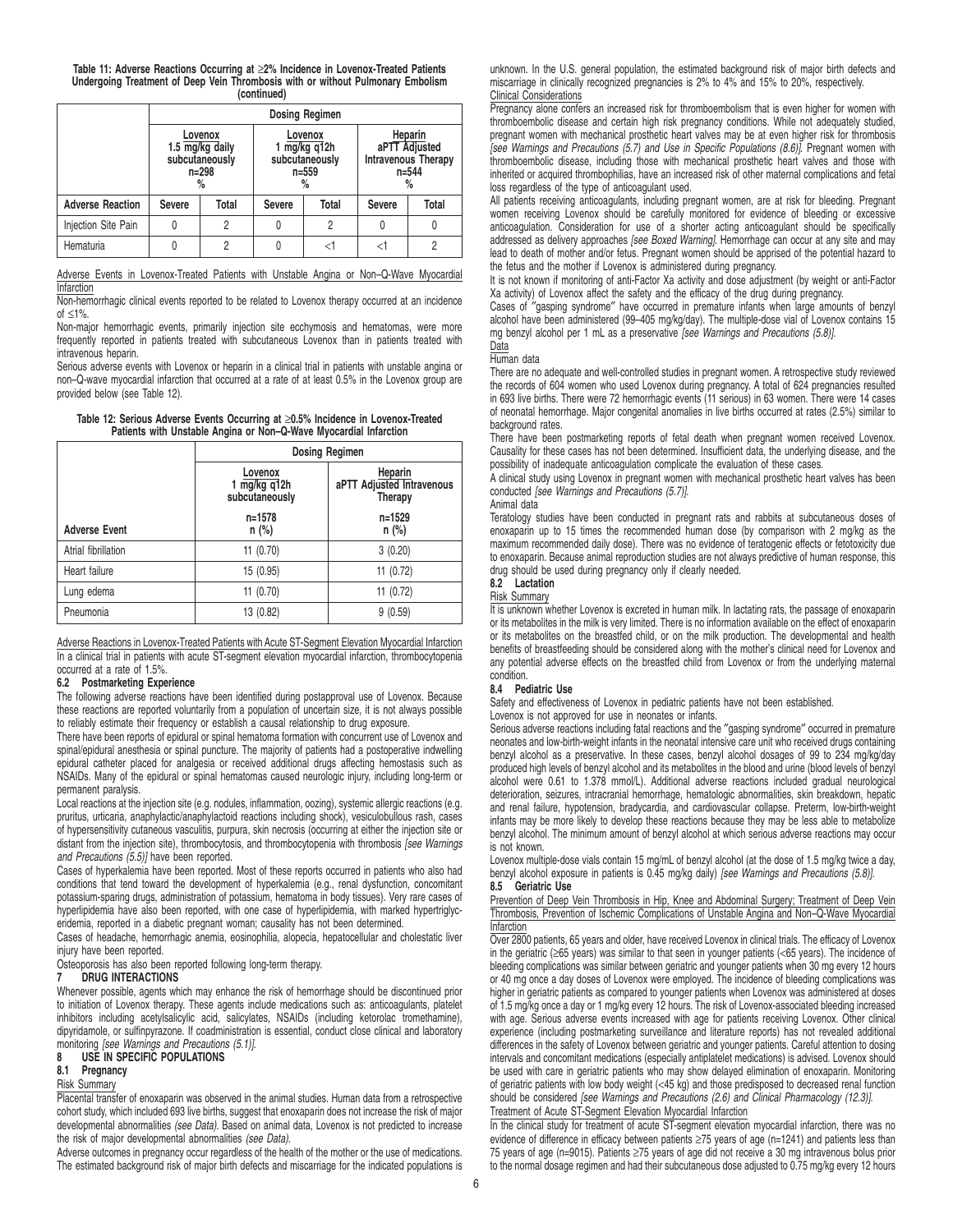**Table 11: Adverse Reactions Occurring at ≥2% Incidence in Lovenox-Treated Patients Undergoing Treatment of Deep Vein Thrombosis with or without Pulmonary Embolism (continued)**

| | Dosing Regimen | | | | | |
|---|---|---|---|---|---|---|
| | Lovenox 1.5 mg/kg daily subcutaneously n=298 % | | Lovenox 1 mg/kg q12h subcutaneously n=559 % | | Heparin aPTT Adjusted Intravenous Therapy n=544 % | |
| **Adverse Reaction** | **Severe** | **Total** | **Severe** | **Total** | **Severe** | **Total** |
| Injection Site Pain | 0 | 2 | 0 | 2 | 0 | 0 |
| Hematuria | 0 | 2 | 0 | <1 | <1 | 2 |

Adverse Events in Lovenox-Treated Patients with Unstable Angina or Non–Q-Wave Myocardial Infarction

Non-hemorrhagic clinical events reported to be related to Lovenox therapy occurred at an incidence of ≤1%.

Non-major hemorrhagic events, primarily injection site ecchymosis and hematomas, were more frequently reported in patients treated with subcutaneous Lovenox than in patients treated with intravenous heparin.

Serious adverse events with Lovenox or heparin in a clinical trial in patients with unstable angina or non–Q-wave myocardial infarction that occurred at a rate of at least 0.5% in the Lovenox group are provided below (see Table 12).

**Table 12: Serious Adverse Events Occurring at ≥0.5% Incidence in Lovenox-Treated Patients with Unstable Angina or Non–Q-Wave Myocardial Infarction**

| | Dosing Regimen | |
|---|---|---|
| | Lovenox 1 mg/kg q12h subcutaneously | Heparin aPTT Adjusted Intravenous Therapy |
| **Adverse Event** | n=1578 n (%) | n=1529 n (%) |
| Atrial fibrillation | 11 (0.70) | 3 (0.20) |
| Heart failure | 15 (0.95) | 11 (0.72) |
| Lung edema | 11 (0.70) | 11 (0.72) |
| Pneumonia | 13 (0.82) | 9 (0.59) |

Adverse Reactions in Lovenox-Treated Patients with Acute ST-Segment Elevation Myocardial Infarction

In a clinical trial in patients with acute ST-segment elevation myocardial infarction, thrombocytopenia occurred at a rate of 1.5%.

### 6.2 Postmarketing Experience

The following adverse reactions have been identified during postapproval use of Lovenox. Because these reactions are reported voluntarily from a population of uncertain size, it is not always possible to reliably estimate their frequency or establish a causal relationship to drug exposure.

There have been reports of epidural or spinal hematoma formation with concurrent use of Lovenox and spinal/epidural anesthesia or spinal puncture. The majority of patients had a postoperative indwelling epidural catheter placed for analgesia or received additional drugs affecting hemostasis such as NSAIDs. Many of the epidural or spinal hematomas caused neurologic injury, including long-term or permanent paralysis.

Local reactions at the injection site (e.g. nodules, inflammation, oozing), systemic allergic reactions (e.g. pruritus, urticaria, anaphylactic/anaphylactoid reactions including shock), vesiculobullous rash, cases of hypersensitivity cutaneous vasculitis, purpura, skin necrosis (occurring at either the injection site or distant from the injection site), thrombocytosis, and thrombocytopenia with thrombosis *[see Warnings and Precautions (5.5)]* have been reported.

Cases of hyperkalemia have been reported. Most of these reports occurred in patients who also had conditions that tend toward the development of hyperkalemia (e.g., renal dysfunction, concomitant potassium-sparing drugs, administration of potassium, hematoma in body tissues). Very rare cases of hyperlipidemia have also been reported, with one case of hyperlipidemia, with marked hypertriglyceridemia, reported in a diabetic pregnant woman; causality has not been determined.

Cases of headache, hemorrhagic anemia, eosinophilia, alopecia, hepatocellular and cholestatic liver injury have been reported.

Osteoporosis has also been reported following long-term therapy.

## 7 DRUG INTERACTIONS

Whenever possible, agents which may enhance the risk of hemorrhage should be discontinued prior to initiation of Lovenox therapy. These agents include medications such as: anticoagulants, platelet inhibitors including acetylsalicylic acid, salicylates, NSAIDs (including ketorolac tromethamine), dipyridamole, or sulfinpyrazone. If coadministration is essential, conduct close clinical and laboratory monitoring *[see Warnings and Precautions (5.1)]*.

## 8 USE IN SPECIFIC POPULATIONS

### 8.1 Pregnancy

Risk Summary

Placental transfer of enoxaparin was observed in the animal studies. Human data from a retrospective cohort study, which included 693 live births, suggest that enoxaparin does not increase the risk of major developmental abnormalities *(see Data)*. Based on animal data, Lovenox is not predicted to increase the risk of major developmental abnormalities *(see Data)*.

Adverse outcomes in pregnancy occur regardless of the health of the mother or the use of medications. The estimated background risk of major birth defects and miscarriage for the indicated populations is unknown. In the U.S. general population, the estimated background risk of major birth defects and miscarriage in clinically recognized pregnancies is 2% to 4% and 15% to 20%, respectively.

Clinical Considerations

Pregnancy alone confers an increased risk for thromboembolism that is even higher for women with thromboembolic disease and certain high risk pregnancy conditions. While not adequately studied, pregnant women with mechanical prosthetic heart valves may be at even higher risk for thrombosis *[see Warnings and Precautions (5.7) and Use in Specific Populations (8.6)]*. Pregnant women with thromboembolic disease, including those with mechanical prosthetic heart valves and those with inherited or acquired thrombophilias, have an increased risk of other maternal complications and fetal loss regardless of the type of anticoagulant used.

All patients receiving anticoagulants, including pregnant women, are at risk for bleeding. Pregnant women receiving Lovenox should be carefully monitored for evidence of bleeding or excessive anticoagulation. Consideration for use of a shorter acting anticoagulant should be specifically addressed as delivery approaches *[see Boxed Warning]*. Hemorrhage can occur at any site and may lead to death of mother and/or fetus. Pregnant women should be apprised of the potential hazard to the fetus and the mother if Lovenox is administered during pregnancy.

It is not known if monitoring of anti-Factor Xa activity and dose adjustment (by weight or anti-Factor Xa activity) of Lovenox affect the safety and the efficacy of the drug during pregnancy.

Cases of "gasping syndrome" have occurred in premature infants when large amounts of benzyl alcohol have been administered (99–405 mg/kg/day). The multiple-dose vial of Lovenox contains 15 mg benzyl alcohol per 1 mL as a preservative *[see Warnings and Precautions (5.8)]*.

Data

Human data

There are no adequate and well-controlled studies in pregnant women. A retrospective study reviewed the records of 604 women who used Lovenox during pregnancy. A total of 624 pregnancies resulted in 693 live births. There were 72 hemorrhagic events (11 serious) in 63 women. There were 14 cases of neonatal hemorrhage. Major congenital anomalies in live births occurred at rates (2.5%) similar to background rates.

There have been postmarketing reports of fetal death when pregnant women received Lovenox. Causality for these cases has not been determined. Insufficient data, the underlying disease, and the possibility of inadequate anticoagulation complicate the evaluation of these cases.

A clinical study using Lovenox in pregnant women with mechanical prosthetic heart valves has been conducted *[see Warnings and Precautions (5.7)]*.

Animal data

Teratology studies have been conducted in pregnant rats and rabbits at subcutaneous doses of enoxaparin up to 15 times the recommended human dose (by comparison with 2 mg/kg as the maximum recommended daily dose). There was no evidence of teratogenic effects or fetotoxicity due to enoxaparin. Because animal reproduction studies are not always predictive of human response, this drug should be used during pregnancy only if clearly needed.

### 8.2 Lactation

Risk Summary

It is unknown whether Lovenox is excreted in human milk. In lactating rats, the passage of enoxaparin or its metabolites in the milk is very limited. There is no information available on the effect of enoxaparin or its metabolites on the breastfed child, or on the milk production. The developmental and health benefits of breastfeeding should be considered along with the mother's clinical need for Lovenox and any potential adverse effects on the breastfed child from Lovenox or from the underlying maternal condition.

### 8.4 Pediatric Use

Safety and effectiveness of Lovenox in pediatric patients have not been established.

Lovenox is not approved for use in neonates or infants.

Serious adverse reactions including fatal reactions and the "gasping syndrome" occurred in premature neonates and low-birth-weight infants in the neonatal intensive care unit who received drugs containing benzyl alcohol as a preservative. In these cases, benzyl alcohol dosages of 99 to 234 mg/kg/day produced high levels of benzyl alcohol and its metabolites in the blood and urine (blood levels of benzyl alcohol were 0.61 to 1.378 mmol/L). Additional adverse reactions included gradual neurological deterioration, seizures, intracranial hemorrhage, hematologic abnormalities, skin breakdown, hepatic and renal failure, hypotension, bradycardia, and cardiovascular collapse. Preterm, low-birth-weight infants may be more likely to develop these reactions because they may be less able to metabolize benzyl alcohol. The minimum amount of benzyl alcohol at which serious adverse reactions may occur is not known.

Lovenox multiple-dose vials contain 15 mg/mL of benzyl alcohol (at the dose of 1.5 mg/kg twice a day, benzyl alcohol exposure in patients is 0.45 mg/kg daily) *[see Warnings and Precautions (5.8)]*.

### 8.5 Geriatric Use

Prevention of Deep Vein Thrombosis in Hip, Knee and Abdominal Surgery; Treatment of Deep Vein Thrombosis, Prevention of Ischemic Complications of Unstable Angina and Non–Q-Wave Myocardial Infarction

Over 2800 patients, 65 years and older, have received Lovenox in clinical trials. The efficacy of Lovenox in the geriatric (≥65 years) was similar to that seen in younger patients (<65 years). The incidence of bleeding complications was similar between geriatric and younger patients when 30 mg every 12 hours or 40 mg once a day doses of Lovenox were employed. The incidence of bleeding complications was higher in geriatric patients as compared to younger patients when Lovenox was administered at doses of 1.5 mg/kg once a day or 1 mg/kg every 12 hours. The risk of Lovenox-associated bleeding increased with age. Serious adverse events increased with age for patients receiving Lovenox. Other clinical experience (including postmarketing surveillance and literature reports) has not revealed additional differences in the safety of Lovenox between geriatric and younger patients. Careful attention to dosing intervals and concomitant medications (especially antiplatelet medications) is advised. Lovenox should be used with care in geriatric patients who may show delayed elimination of enoxaparin. Monitoring of geriatric patients with low body weight (<45 kg) and those predisposed to decreased renal function should be considered *[see Warnings and Precautions (2.6) and Clinical Pharmacology (12.3)]*.

Treatment of Acute ST-Segment Elevation Myocardial Infarction

In the clinical study for treatment of acute ST-segment elevation myocardial infarction, there was no evidence of difference in efficacy between patients ≥75 years of age (n=1241) and patients less than 75 years of age (n=9015). Patients ≥75 years of age did not receive a 30 mg intravenous bolus prior to the normal dosage regimen and had their subcutaneous dose adjusted to 0.75 mg/kg every 12 hours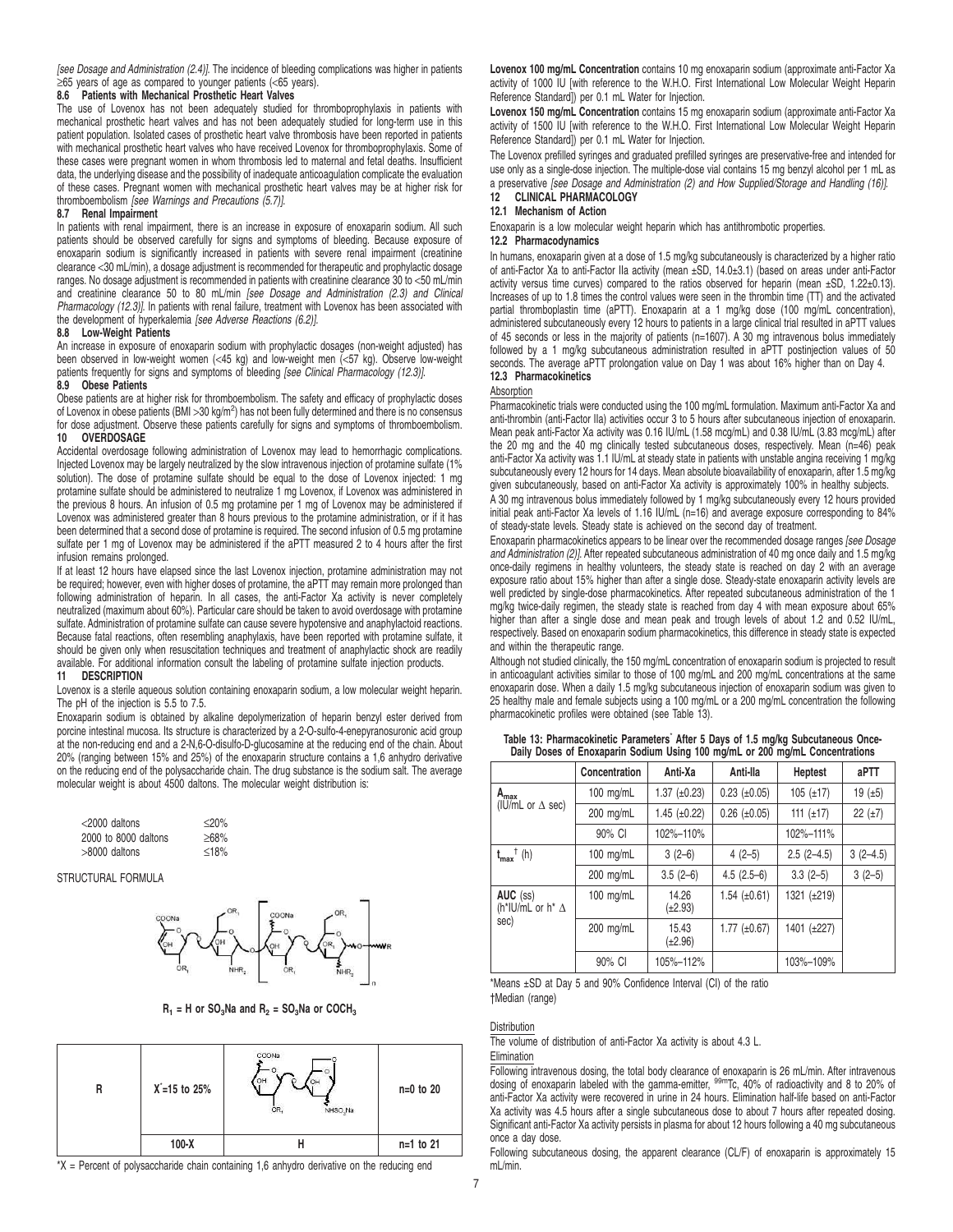*[see Dosage and Administration (2.4)]*. The incidence of bleeding complications was higher in patients ≥65 years of age as compared to younger patients (<65 years).

### 8.6 Patients with Mechanical Prosthetic Heart Valves

The use of Lovenox has not been adequately studied for thromboprophylaxis in patients with mechanical prosthetic heart valves and has not been adequately studied for long-term use in this patient population. Isolated cases of prosthetic heart valve thrombosis have been reported in patients with mechanical prosthetic heart valves who have received Lovenox for thromboprophylaxis. Some of these cases were pregnant women in whom thrombosis led to maternal and fetal deaths. Insufficient data, the underlying disease and the possibility of inadequate anticoagulation complicate the evaluation of these cases. Pregnant women with mechanical prosthetic heart valves may be at higher risk for thromboembolism *[see Warnings and Precautions (5.7)]*.

### 8.7 Renal Impairment

In patients with renal impairment, there is an increase in exposure of enoxaparin sodium. All such patients should be observed carefully for signs and symptoms of bleeding. Because exposure of enoxaparin sodium is significantly increased in patients with severe renal impairment (creatinine clearance <30 mL/min), a dosage adjustment is recommended for therapeutic and prophylactic dosage ranges. No dosage adjustment is recommended in patients with creatinine clearance 30 to <50 mL/min and creatinine clearance 50 to 80 mL/min *[see Dosage and Administration (2.3) and Clinical Pharmacology (12.3)]*. In patients with renal failure, treatment with Lovenox has been associated with the development of hyperkalemia *[see Adverse Reactions (6.2)]*.

### 8.8 Low-Weight Patients

An increase in exposure of enoxaparin sodium with prophylactic dosages (non-weight adjusted) has been observed in low-weight women (<45 kg) and low-weight men (<57 kg). Observe low-weight patients frequently for signs and symptoms of bleeding *[see Clinical Pharmacology (12.3)]*.

### 8.9 Obese Patients

Obese patients are at higher risk for thromboembolism. The safety and efficacy of prophylactic doses of Lovenox in obese patients (BMI >30 kg/m$^2$) has not been fully determined and there is no consensus for dose adjustment. Observe these patients carefully for signs and symptoms of thromboembolism.

## 10 OVERDOSAGE

Accidental overdosage following administration of Lovenox may lead to hemorrhagic complications. Injected Lovenox may be largely neutralized by the slow intravenous injection of protamine sulfate (1% solution). The dose of protamine sulfate should be equal to the dose of Lovenox injected: 1 mg protamine sulfate should be administered to neutralize 1 mg Lovenox, if Lovenox was administered in the previous 8 hours. An infusion of 0.5 mg protamine per 1 mg of Lovenox may be administered if Lovenox was administered greater than 8 hours previous to the protamine administration, or if it has been determined that a second dose of protamine is required. The second infusion of 0.5 mg protamine sulfate per 1 mg of Lovenox may be administered if the aPTT measured 2 to 4 hours after the first infusion remains prolonged.

If at least 12 hours have elapsed since the last Lovenox injection, protamine administration may not be required; however, even with higher doses of protamine, the aPTT may remain more prolonged than following administration of heparin. In all cases, the anti-Factor Xa activity is never completely neutralized (maximum about 60%). Particular care should be taken to avoid overdosage with protamine sulfate. Administration of protamine sulfate can cause severe hypotensive and anaphylactoid reactions. Because fatal reactions, often resembling anaphylaxis, have been reported with protamine sulfate, it should be given only when resuscitation techniques and treatment of anaphylactic shock are readily available. For additional information consult the labeling of protamine sulfate injection products.

## 11 DESCRIPTION

Lovenox is a sterile aqueous solution containing enoxaparin sodium, a low molecular weight heparin. The pH of the injection is 5.5 to 7.5.

Enoxaparin sodium is obtained by alkaline depolymerization of heparin benzyl ester derived from porcine intestinal mucosa. Its structure is characterized by a 2-O-sulfo-4-enepyranosuronic acid group at the non-reducing end and a 2-N,6-O-disulfo-D-glucosamine at the reducing end of the chain. About 20% (ranging between 15% and 25%) of the enoxaparin structure contains a 1,6 anhydro derivative on the reducing end of the polysaccharide chain. The drug substance is the sodium salt. The average molecular weight is about 4500 daltons. The molecular weight distribution is:

| | |
|---|---|
| <2000 daltons | ≤20% |
| 2000 to 8000 daltons | ≥68% |
| >8000 daltons | ≤18% |

STRUCTURAL FORMULA

$R_1$ = H or $SO_3Na$ and $R_2$ = $SO_3Na$ or $COCH_3$

| R | X* =15 to 25% | | n=0 to 20 |
|---|---|---|---|
| | 100-X | H | n=1 to 21 |

*X = Percent of polysaccharide chain containing 1,6 anhydro derivative on the reducing end

**Lovenox 100 mg/mL Concentration** contains 10 mg enoxaparin sodium (approximate anti-Factor Xa activity of 1000 IU [with reference to the W.H.O. First International Low Molecular Weight Heparin Reference Standard]) per 0.1 mL Water for Injection.

**Lovenox 150 mg/mL Concentration** contains 15 mg enoxaparin sodium (approximate anti-Factor Xa activity of 1500 IU [with reference to the W.H.O. First International Low Molecular Weight Heparin Reference Standard]) per 0.1 mL Water for Injection.

The Lovenox prefilled syringes and graduated prefilled syringes are preservative-free and intended for use only as a single-dose injection. The multiple-dose vial contains 15 mg benzyl alcohol per 1 mL as a preservative *[see Dosage and Administration (2) and How Supplied/Storage and Handling (16)]*.

## 12 CLINICAL PHARMACOLOGY

### 12.1 Mechanism of Action

Enoxaparin is a low molecular weight heparin which has antithrombotic properties.

### 12.2 Pharmacodynamics

In humans, enoxaparin given at a dose of 1.5 mg/kg subcutaneously is characterized by a higher ratio of anti-Factor Xa to anti-Factor IIa activity (mean ±SD, 14.0±3.1) (based on areas under anti-Factor activity versus time curves) compared to the ratios observed for heparin (mean ±SD, 1.22±0.13). Increases of up to 1.8 times the control values were seen in the thrombin time (TT) and the activated partial thromboplastin time (aPTT). Enoxaparin at a 1 mg/kg dose (100 mg/mL concentration), administered subcutaneously every 12 hours to patients in a large clinical trial resulted in aPTT values of 45 seconds or less in the majority of patients (n=1607). A 30 mg intravenous bolus immediately followed by a 1 mg/kg subcutaneous administration resulted in aPTT postinjection values of 50 seconds. The average aPTT prolongation value on Day 1 was about 16% higher than on Day 4.

### 12.3 Pharmacokinetics

Absorption

Pharmacokinetic trials were conducted using the 100 mg/mL formulation. Maximum anti-Factor Xa and anti-thrombin (anti-Factor IIa) activities occur 3 to 5 hours after subcutaneous injection of enoxaparin. Mean peak anti-Factor Xa activity was 0.16 IU/mL (1.58 mcg/mL) and 0.38 IU/mL (3.83 mcg/mL) after the 20 mg and the 40 mg clinically tested subcutaneous doses, respectively. Mean (n=46) peak anti-Factor Xa activity was 1.1 IU/mL at steady state in patients with unstable angina receiving 1 mg/kg subcutaneously every 12 hours for 14 days. Mean absolute bioavailability of enoxaparin, after 1.5 mg/kg given subcutaneously, based on anti-Factor Xa activity is approximately 100% in healthy subjects.

A 30 mg intravenous bolus immediately followed by 1 mg/kg subcutaneously every 12 hours provided initial peak anti-Factor Xa levels of 1.16 IU/mL (n=16) and average exposure corresponding to 84% of steady-state levels. Steady state is achieved on the second day of treatment.

Enoxaparin pharmacokinetics appears to be linear over the recommended dosage ranges *[see Dosage and Administration (2)]*. After repeated subcutaneous administration of 40 mg once daily and 1.5 mg/kg once-daily regimens in healthy volunteers, the steady state is reached on day 2 with an average exposure ratio about 15% higher than after a single dose. Steady-state enoxaparin activity levels are well predicted by single-dose pharmacokinetics. After repeated subcutaneous administration of the 1 mg/kg twice-daily regimen, the steady state is reached from day 4 with mean exposure about 65% higher than after a single dose and mean peak and trough levels of about 1.2 and 0.52 IU/mL, respectively. Based on enoxaparin sodium pharmacokinetics, this difference in steady state is expected and within the therapeutic range.

Although not studied clinically, the 150 mg/mL concentration of enoxaparin sodium is projected to result in anticoagulant activities similar to those of 100 mg/mL and 200 mg/mL concentrations at the same enoxaparin dose. When a daily 1.5 mg/kg subcutaneous injection of enoxaparin sodium was given to 25 healthy male and female subjects using a 100 mg/mL or a 200 mg/mL concentration the following pharmacokinetic profiles were obtained (see Table 13).

**Table 13: Pharmacokinetic Parameters* After 5 Days of 1.5 mg/kg Subcutaneous Once-Daily Doses of Enoxaparin Sodium Using 100 mg/mL or 200 mg/mL Concentrations**

| | Concentration | Anti-Xa | Anti-IIa | Heptest | aPTT |
|---|---|---|---|---|---|
| $A_{max}$ (IU/mL or Δ sec) | 100 mg/mL | 1.37 (±0.23) | 0.23 (±0.05) | 105 (±17) | 19 (±5) |
| | 200 mg/mL | 1.45 (±0.22) | 0.26 (±0.05) | 111 (±17) | 22 (±7) |
| | 90% CI | 102%–110% | | 102%–111% | |
| $t_{max}$† (h) | 100 mg/mL | 3 (2–6) | 4 (2–5) | 2.5 (2–4.5) | 3 (2–4.5) |
| | 200 mg/mL | 3.5 (2–6) | 4.5 (2.5–6) | 3.3 (2–5) | 3 (2–5) |
| AUC (ss) (h*IU/mL or h* Δ sec) | 100 mg/mL | 14.26 (±2.93) | 1.54 (±0.61) | 1321 (±219) | |
| | 200 mg/mL | 15.43 (±2.96) | 1.77 (±0.67) | 1401 (±227) | |
| | 90% CI | 105%–112% | | 103%–109% | |

*Means ±SD at Day 5 and 90% Confidence Interval (CI) of the ratio
†Median (range)

Distribution

The volume of distribution of anti-Factor Xa activity is about 4.3 L.

Elimination

Following intravenous dosing, the total body clearance of enoxaparin is 26 mL/min. After intravenous dosing of enoxaparin labeled with the gamma-emitter, $^{99m}$Tc, 40% of radioactivity and 8 to 20% of anti-Factor Xa activity were recovered in urine in 24 hours. Elimination half-life based on anti-Factor Xa activity was 4.5 hours after a single subcutaneous dose to about 7 hours after repeated dosing. Significant anti-Factor Xa activity persists in plasma for about 12 hours following a 40 mg subcutaneous once a day dose.

Following subcutaneous dosing, the apparent clearance (CL/F) of enoxaparin is approximately 15 mL/min.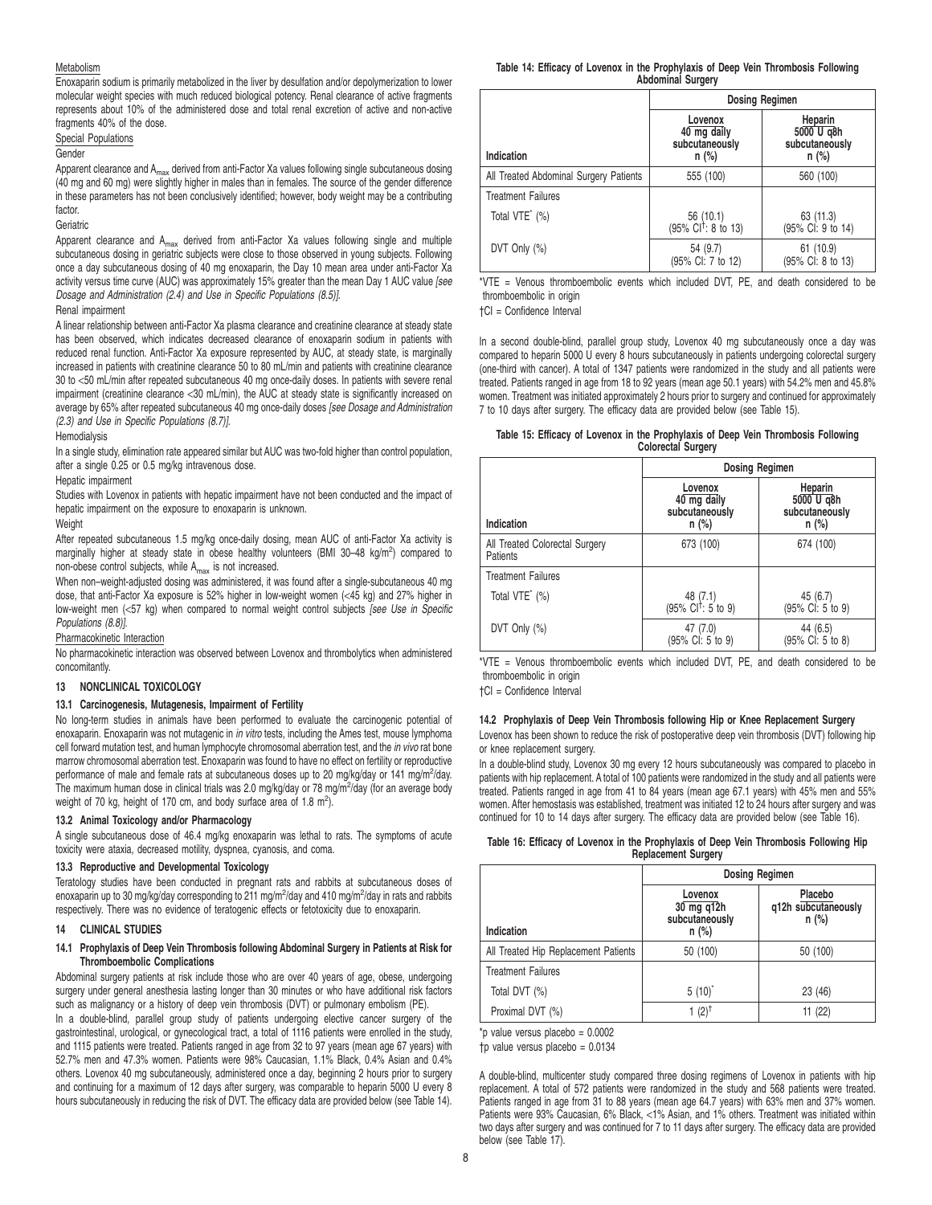Metabolism

Enoxaparin sodium is primarily metabolized in the liver by desulfation and/or depolymerization to lower molecular weight species with much reduced biological potency. Renal clearance of active fragments represents about 10% of the administered dose and total renal excretion of active and non-active fragments 40% of the dose.

Special Populations

Gender

Apparent clearance and $A_{max}$ derived from anti-Factor Xa values following single subcutaneous dosing (40 mg and 60 mg) were slightly higher in males than in females. The source of the gender difference in these parameters has not been conclusively identified; however, body weight may be a contributing factor.

Geriatric

Apparent clearance and $A_{max}$ derived from anti-Factor Xa values following single and multiple subcutaneous dosing in geriatric subjects were close to those observed in young subjects. Following once a day subcutaneous dosing of 40 mg enoxaparin, the Day 10 mean area under anti-Factor Xa activity versus time curve (AUC) was approximately 15% greater than the mean Day 1 AUC value *[see Dosage and Administration (2.4) and Use in Specific Populations (8.5)]*.

Renal impairment

A linear relationship between anti-Factor Xa plasma clearance and creatinine clearance at steady state has been observed, which indicates decreased clearance of enoxaparin sodium in patients with reduced renal function. Anti-Factor Xa exposure represented by AUC, at steady state, is marginally increased in patients with creatinine clearance 50 to 80 mL/min and patients with creatinine clearance 30 to <50 mL/min after repeated subcutaneous 40 mg once-daily doses. In patients with severe renal impairment (creatinine clearance <30 mL/min), the AUC at steady state is significantly increased on average by 65% after repeated subcutaneous 40 mg once-daily doses *[see Dosage and Administration (2.3) and Use in Specific Populations (8.7)]*.

Hemodialysis

In a single study, elimination rate appeared similar but AUC was two-fold higher than control population, after a single 0.25 or 0.5 mg/kg intravenous dose.

Hepatic impairment

Studies with Lovenox in patients with hepatic impairment have not been conducted and the impact of hepatic impairment on the exposure to enoxaparin is unknown.

Weight

After repeated subcutaneous 1.5 mg/kg once-daily dosing, mean AUC of anti-Factor Xa activity is marginally higher at steady state in obese healthy volunteers (BMI 30–48 kg/m$^2$) compared to non-obese control subjects, while $A_{max}$ is not increased.

When non–weight-adjusted dosing was administered, it was found after a single-subcutaneous 40 mg dose, that anti-Factor Xa exposure is 52% higher in low-weight women (<45 kg) and 27% higher in low-weight men (<57 kg) when compared to normal weight control subjects *[see Use in Specific Populations (8.8)]*.

Pharmacokinetic Interaction

No pharmacokinetic interaction was observed between Lovenox and thrombolytics when administered concomitantly.

## 13 NONCLINICAL TOXICOLOGY

### 13.1 Carcinogenesis, Mutagenesis, Impairment of Fertility

No long-term studies in animals have been performed to evaluate the carcinogenic potential of enoxaparin. Enoxaparin was not mutagenic in *in vitro* tests, including the Ames test, mouse lymphoma cell forward mutation test, and human lymphocyte chromosomal aberration test, and the *in vivo* rat bone marrow chromosomal aberration test. Enoxaparin was found to have no effect on fertility or reproductive performance of male and female rats at subcutaneous doses up to 20 mg/kg/day or 141 mg/m$^2$/day. The maximum human dose in clinical trials was 2.0 mg/kg/day or 78 mg/m$^2$/day (for an average body weight of 70 kg, height of 170 cm, and body surface area of 1.8 m$^2$).

### 13.2 Animal Toxicology and/or Pharmacology

A single subcutaneous dose of 46.4 mg/kg enoxaparin was lethal to rats. The symptoms of acute toxicity were ataxia, decreased motility, dyspnea, cyanosis, and coma.

### 13.3 Reproductive and Developmental Toxicology

Teratology studies have been conducted in pregnant rats and rabbits at subcutaneous doses of enoxaparin up to 30 mg/kg/day corresponding to 211 mg/m$^2$/day and 410 mg/m$^2$/day in rats and rabbits respectively. There was no evidence of teratogenic effects or fetotoxicity due to enoxaparin.

## 14 CLINICAL STUDIES

### 14.1 Prophylaxis of Deep Vein Thrombosis following Abdominal Surgery in Patients at Risk for Thromboembolic Complications

Abdominal surgery patients at risk include those who are over 40 years of age, obese, undergoing surgery under general anesthesia lasting longer than 30 minutes or who have additional risk factors such as malignancy or a history of deep vein thrombosis (DVT) or pulmonary embolism (PE).

In a double-blind, parallel group study of patients undergoing elective cancer surgery of the gastrointestinal, urological, or gynecological tract, a total of 1116 patients were enrolled in the study, and 1115 patients were treated. Patients ranged in age from 32 to 97 years (mean age 67 years) with 52.7% men and 47.3% women. Patients were 98% Caucasian, 1.1% Black, 0.4% Asian and 0.4% others. Lovenox 40 mg subcutaneously, administered once a day, beginning 2 hours prior to surgery and continuing for a maximum of 12 days after surgery, was comparable to heparin 5000 U every 8 hours subcutaneously in reducing the risk of DVT. The efficacy data are provided below (see Table 14).

**Table 14: Efficacy of Lovenox in the Prophylaxis of Deep Vein Thrombosis Following Abdominal Surgery**

| | Dosing Regimen | |
|---|---|---|
| Indication | Lovenox 40 mg daily subcutaneously n (%) | Heparin 5000 U q8h subcutaneously n (%) |
| All Treated Abdominal Surgery Patients | 555 (100) | 560 (100) |
| Treatment Failures | | |
| Total VTE* (%) | 56 (10.1) (95% CI†: 8 to 13) | 63 (11.3) (95% CI: 9 to 14) |
| DVT Only (%) | 54 (9.7) (95% CI: 7 to 12) | 61 (10.9) (95% CI: 8 to 13) |

*VTE = Venous thromboembolic events which included DVT, PE, and death considered to be thromboembolic in origin

†CI = Confidence Interval

In a second double-blind, parallel group study, Lovenox 40 mg subcutaneously once a day was compared to heparin 5000 U every 8 hours subcutaneously in patients undergoing colorectal surgery (one-third with cancer). A total of 1347 patients were randomized in the study and all patients were treated. Patients ranged in age from 18 to 92 years (mean age 50.1 years) with 54.2% men and 45.8% women. Treatment was initiated approximately 2 hours prior to surgery and continued for approximately 7 to 10 days after surgery. The efficacy data are provided below (see Table 15).

**Table 15: Efficacy of Lovenox in the Prophylaxis of Deep Vein Thrombosis Following Colorectal Surgery**

| | Dosing Regimen | |
|---|---|---|
| Indication | Lovenox 40 mg daily subcutaneously n (%) | Heparin 5000 U q8h subcutaneously n (%) |
| All Treated Colorectal Surgery Patients | 673 (100) | 674 (100) |
| Treatment Failures | | |
| Total VTE* (%) | 48 (7.1) (95% CI†: 5 to 9) | 45 (6.7) (95% CI: 5 to 9) |
| DVT Only (%) | 47 (7.0) (95% CI: 5 to 9) | 44 (6.5) (95% CI: 5 to 8) |

*VTE = Venous thromboembolic events which included DVT, PE, and death considered to be thromboembolic in origin

†CI = Confidence Interval

### 14.2 Prophylaxis of Deep Vein Thrombosis following Hip or Knee Replacement Surgery

Lovenox has been shown to reduce the risk of postoperative deep vein thrombosis (DVT) following hip or knee replacement surgery.

In a double-blind study, Lovenox 30 mg every 12 hours subcutaneously was compared to placebo in patients with hip replacement. A total of 100 patients were randomized in the study and all patients were treated. Patients ranged in age from 41 to 84 years (mean age 67.1 years) with 45% men and 55% women. After hemostasis was established, treatment was initiated 12 to 24 hours after surgery and was continued for 10 to 14 days after surgery. The efficacy data are provided below (see Table 16).

**Table 16: Efficacy of Lovenox in the Prophylaxis of Deep Vein Thrombosis Following Hip Replacement Surgery**

| | Dosing Regimen | |
|---|---|---|
| Indication | Lovenox 30 mg q12h subcutaneously n (%) | Placebo q12h subcutaneously n (%) |
| All Treated Hip Replacement Patients | 50 (100) | 50 (100) |
| Treatment Failures | | |
| Total DVT (%) | 5 (10)* | 23 (46) |
| Proximal DVT (%) | 1 (2)† | 11 (22) |

*p value versus placebo = 0.0002

†p value versus placebo = 0.0134

A double-blind, multicenter study compared three dosing regimens of Lovenox in patients with hip replacement. A total of 572 patients were randomized in the study and 568 patients were treated. Patients ranged in age from 31 to 88 years (mean age 64.7 years) with 63% men and 37% women. Patients were 93% Caucasian, 6% Black, <1% Asian, and 1% others. Treatment was initiated within two days after surgery and was continued for 7 to 11 days after surgery. The efficacy data are provided below (see Table 17).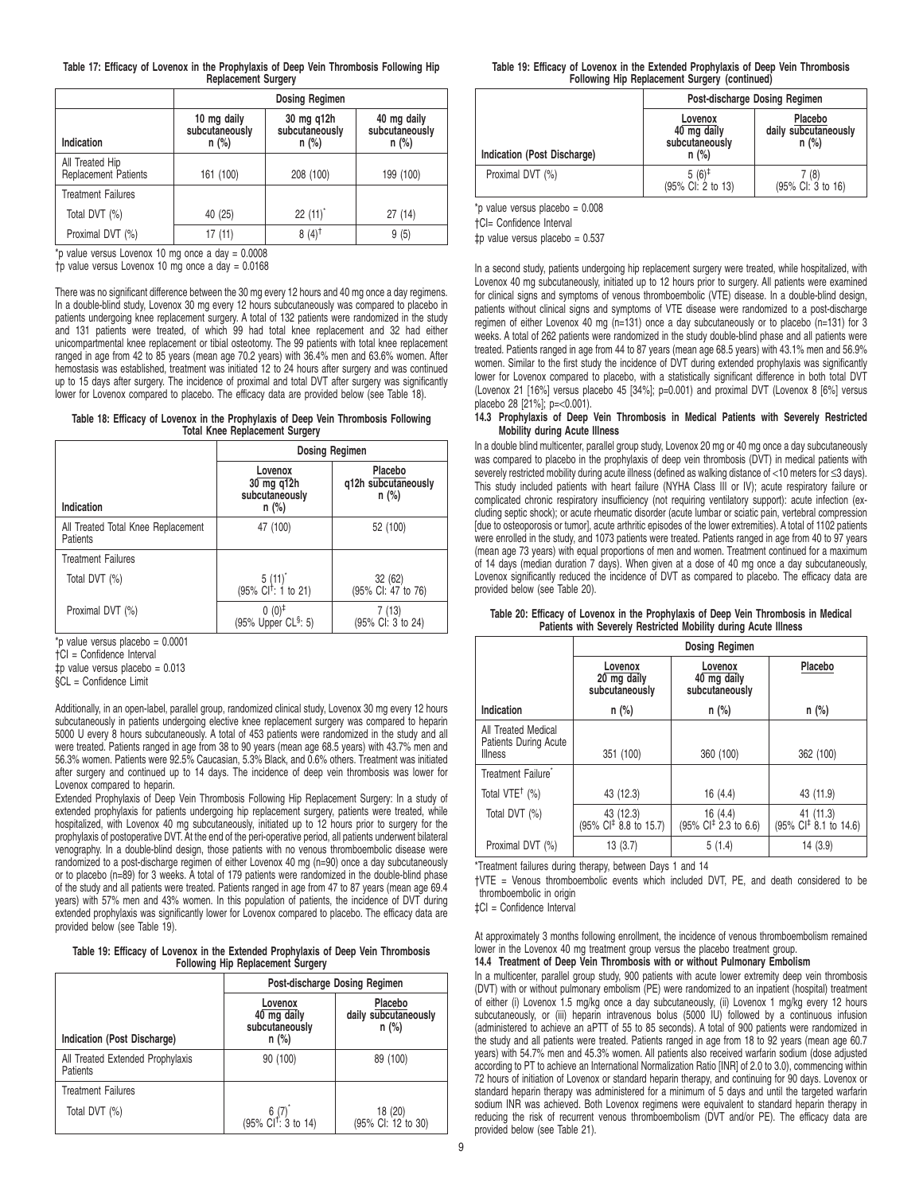**Table 17: Efficacy of Lovenox in the Prophylaxis of Deep Vein Thrombosis Following Hip Replacement Surgery**

| | Dosing Regimen | | |
|---|---|---|---|
| Indication | 10 mg daily subcutaneously n (%) | 30 mg q12h subcutaneously n (%) | 40 mg daily subcutaneously n (%) |
| All Treated Hip Replacement Patients | 161 (100) | 208 (100) | 199 (100) |
| Treatment Failures | | | |
| Total DVT (%) | 40 (25) | 22 (11)* | 27 (14) |
| Proximal DVT (%) | 17 (11) | 8 (4)† | 9 (5) |

*p value versus Lovenox 10 mg once a day = 0.0008

†p value versus Lovenox 10 mg once a day = 0.0168

There was no significant difference between the 30 mg every 12 hours and 40 mg once a day regimens. In a double-blind study, Lovenox 30 mg every 12 hours subcutaneously was compared to placebo in patients undergoing knee replacement surgery. A total of 132 patients were randomized in the study and 131 patients were treated, of which 99 had total knee replacement and 32 had either unicompartmental knee replacement or tibial osteotomy. The 99 patients with total knee replacement ranged in age from 42 to 85 years (mean age 70.2 years) with 36.4% men and 63.6% women. After hemostasis was established, treatment was initiated 12 to 24 hours after surgery and was continued up to 15 days after surgery. The incidence of proximal and total DVT after surgery was significantly lower for Lovenox compared to placebo. The efficacy data are provided below (see Table 18).

**Table 18: Efficacy of Lovenox in the Prophylaxis of Deep Vein Thrombosis Following Total Knee Replacement Surgery**

| | Dosing Regimen | |
|---|---|---|
| Indication | Lovenox 30 mg q12h subcutaneously n (%) | Placebo q12h subcutaneously n (%) |
| All Treated Total Knee Replacement Patients | 47 (100) | 52 (100) |
| Treatment Failures | | |
| Total DVT (%) | 5 (11)* (95% CI†: 1 to 21) | 32 (62) (95% CI: 47 to 76) |
| Proximal DVT (%) | 0 (0)‡ (95% Upper CL§: 5) | 7 (13) (95% CI: 3 to 24) |

*p value versus placebo = 0.0001

†CI = Confidence Interval

‡p value versus placebo = 0.013

§CL = Confidence Limit

Additionally, in an open-label, parallel group, randomized clinical study, Lovenox 30 mg every 12 hours subcutaneously in patients undergoing elective knee replacement surgery was compared to heparin 5000 U every 8 hours subcutaneously. A total of 453 patients were randomized in the study and all were treated. Patients ranged in age from 38 to 90 years (mean age 68.5 years) with 43.7% men and 56.3% women. Patients were 92.5% Caucasian, 5.3% Black, and 0.6% others. Treatment was initiated after surgery and continued up to 14 days. The incidence of deep vein thrombosis was lower for Lovenox compared to heparin.

Extended Prophylaxis of Deep Vein Thrombosis Following Hip Replacement Surgery: In a study of extended prophylaxis for patients undergoing hip replacement surgery, patients were treated, while hospitalized, with Lovenox 40 mg subcutaneously, initiated up to 12 hours prior to surgery for the prophylaxis of postoperative DVT. At the end of the peri-operative period, all patients underwent bilateral venography. In a double-blind design, those patients with no venous thromboembolic disease were randomized to a post-discharge regimen of either Lovenox 40 mg (n=90) once a day subcutaneously or to placebo (n=89) for 3 weeks. A total of 179 patients were randomized in the double-blind phase of the study and all patients were treated. Patients ranged in age from 47 to 87 years (mean age 69.4 years) with 57% men and 43% women. In this population of patients, the incidence of DVT during extended prophylaxis was significantly lower for Lovenox compared to placebo. The efficacy data are provided below (see Table 19).

**Table 19: Efficacy of Lovenox in the Extended Prophylaxis of Deep Vein Thrombosis Following Hip Replacement Surgery**

| | Post-discharge Dosing Regimen | |
|---|---|---|
| Indication (Post Discharge) | Lovenox 40 mg daily subcutaneously n (%) | Placebo daily subcutaneously n (%) |
| All Treated Extended Prophylaxis Patients | 90 (100) | 89 (100) |
| Treatment Failures | | |
| Total DVT (%) | 6 (7)* (95% CI†: 3 to 14) | 18 (20) (95% CI: 12 to 30) |
| Proximal DVT (%) | 5 (6)‡ (95% CI: 2 to 13) | 7 (8) (95% CI: 3 to 16) |

*p value versus placebo = 0.008

†CI= Confidence Interval

‡p value versus placebo = 0.537

In a second study, patients undergoing hip replacement surgery were treated, while hospitalized, with Lovenox 40 mg subcutaneously, initiated up to 12 hours prior to surgery. All patients were examined for clinical signs and symptoms of venous thromboembolic (VTE) disease. In a double-blind design, patients without clinical signs and symptoms of VTE disease were randomized to a post-discharge regimen of either Lovenox 40 mg (n=131) once a day subcutaneously or to placebo (n=131) for 3 weeks. A total of 262 patients were randomized in the study double-blind phase and all patients were treated. Patients ranged in age from 44 to 87 years (mean age 68.5 years) with 43.1% men and 56.9% women. Similar to the first study the incidence of DVT during extended prophylaxis was significantly lower for Lovenox compared to placebo, with a statistically significant difference in both total DVT (Lovenox 21 [16%] versus placebo 45 [34%]; p=0.001) and proximal DVT (Lovenox 8 [6%] versus placebo 28 [21%]; p=<0.001).

### 14.3 Prophylaxis of Deep Vein Thrombosis in Medical Patients with Severely Restricted Mobility during Acute Illness

In a double blind multicenter, parallel group study, Lovenox 20 mg or 40 mg once a day subcutaneously was compared to placebo in the prophylaxis of deep vein thrombosis (DVT) in medical patients with severely restricted mobility during acute illness (defined as walking distance of <10 meters for ≤3 days). This study included patients with heart failure (NYHA Class III or IV); acute respiratory failure or complicated chronic respiratory insufficiency (not requiring ventilatory support): acute infection (excluding septic shock); or acute rheumatic disorder (acute lumbar or sciatic pain, vertebral compression [due to osteoporosis or tumor], acute arthritic episodes of the lower extremities). A total of 1102 patients were enrolled in the study, and 1073 patients were treated. Patients ranged in age from 40 to 97 years (mean age 73 years) with equal proportions of men and women. Treatment continued for a maximum of 14 days (median duration 7 days). When given at a dose of 40 mg once a day subcutaneously, Lovenox significantly reduced the incidence of DVT as compared to placebo. The efficacy data are provided below (see Table 20).

**Table 20: Efficacy of Lovenox in the Prophylaxis of Deep Vein Thrombosis in Medical Patients with Severely Restricted Mobility during Acute Illness**

| | Dosing Regimen | | |
|---|---|---|---|
| | Lovenox 20 mg daily subcutaneously | Lovenox 40 mg daily subcutaneously | Placebo |
| Indication | n (%) | n (%) | n (%) |
| All Treated Medical Patients During Acute Illness | 351 (100) | 360 (100) | 362 (100) |
| Treatment Failure* | | | |
| Total VTE† (%) | 43 (12.3) | 16 (4.4) | 43 (11.9) |
| Total DVT (%) | 43 (12.3) (95% CI‡ 8.8 to 15.7) | 16 (4.4) (95% CI‡ 2.3 to 6.6) | 41 (11.3) (95% CI‡ 8.1 to 14.6) |
| Proximal DVT (%) | 13 (3.7) | 5 (1.4) | 14 (3.9) |

*Treatment failures during therapy, between Days 1 and 14

†VTE = Venous thromboembolic events which included DVT, PE, and death considered to be thromboembolic in origin

‡CI = Confidence Interval

At approximately 3 months following enrollment, the incidence of venous thromboembolism remained lower in the Lovenox 40 mg treatment group versus the placebo treatment group.

### 14.4 Treatment of Deep Vein Thrombosis with or without Pulmonary Embolism

In a multicenter, parallel group study, 900 patients with acute lower extremity deep vein thrombosis (DVT) with or without pulmonary embolism (PE) were randomized to an inpatient (hospital) treatment of either (i) Lovenox 1.5 mg/kg once a day subcutaneously, (ii) Lovenox 1 mg/kg every 12 hours subcutaneously, or (iii) heparin intravenous bolus (5000 IU) followed by a continuous infusion (administered to achieve an aPTT of 55 to 85 seconds). A total of 900 patients were randomized in the study and all patients were treated. Patients ranged in age from 18 to 92 years (mean age 60.7 years) with 54.7% men and 45.3% women. All patients also received warfarin sodium (dose adjusted according to PT to achieve an International Normalization Ratio [INR] of 2.0 to 3.0), commencing within 72 hours of initiation of Lovenox or standard heparin therapy, and continuing for 90 days. Lovenox or standard heparin therapy was administered for a minimum of 5 days and until the targeted warfarin sodium INR was achieved. Both Lovenox regimens were equivalent to standard heparin therapy in reducing the risk of recurrent venous thromboembolism (DVT and/or PE). The efficacy data are provided below (see Table 21).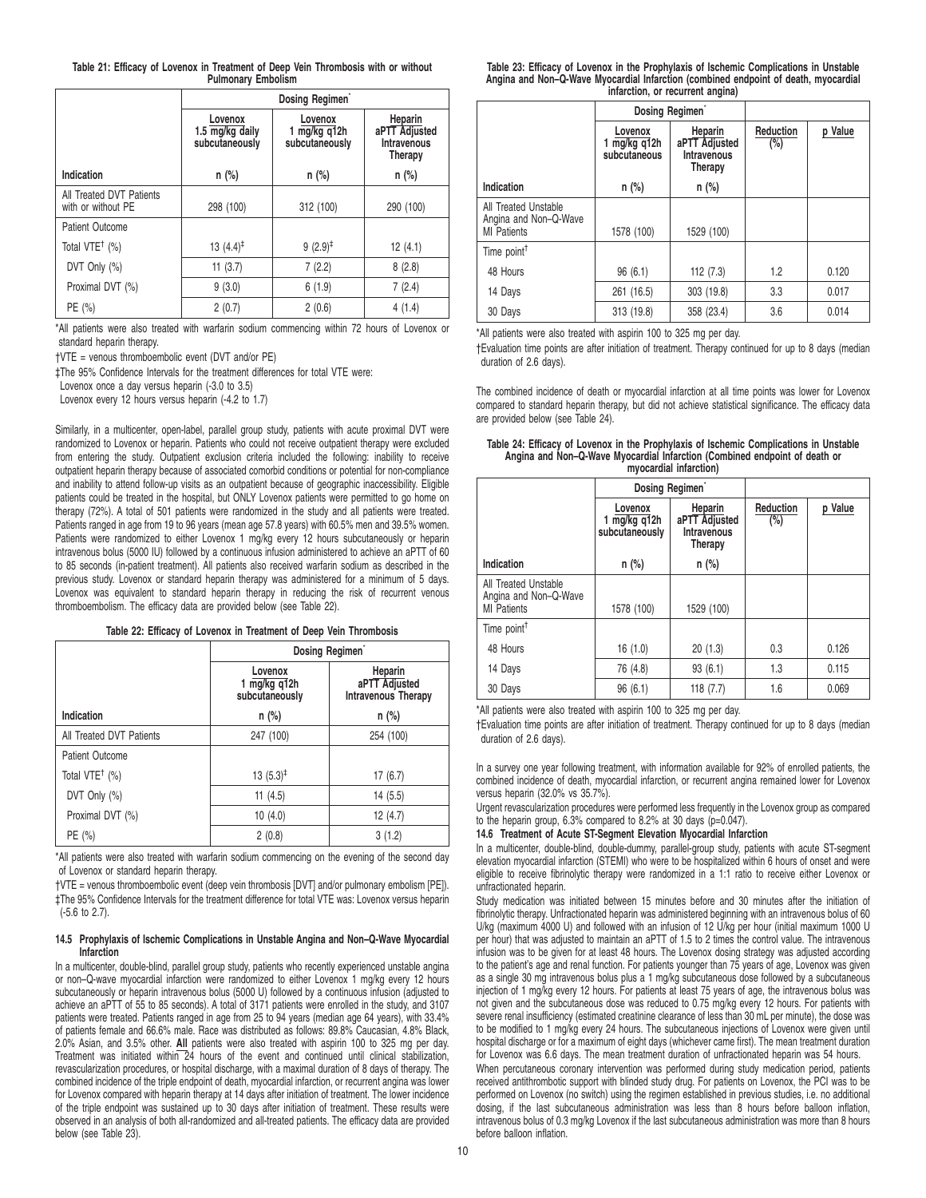**Table 21: Efficacy of Lovenox in Treatment of Deep Vein Thrombosis with or without Pulmonary Embolism**

| | Dosing Regimen* | | |
|---|---|---|---|
| | Lovenox 1.5 mg/kg daily subcutaneously | Lovenox 1 mg/kg q12h subcutaneously | Heparin aPTT Adjusted Intravenous Therapy |
| **Indication** | **n (%)** | **n (%)** | **n (%)** |
| All Treated DVT Patients with or without PE | 298 (100) | 312 (100) | 290 (100) |
| Patient Outcome | | | |
| Total VTE† (%) | 13 (4.4)‡ | 9 (2.9)‡ | 12 (4.1) |
| DVT Only (%) | 11 (3.7) | 7 (2.2) | 8 (2.8) |
| Proximal DVT (%) | 9 (3.0) | 6 (1.9) | 7 (2.4) |
| PE (%) | 2 (0.7) | 2 (0.6) | 4 (1.4) |

*All patients were also treated with warfarin sodium commencing within 72 hours of Lovenox or standard heparin therapy.

†VTE = venous thromboembolic event (DVT and/or PE)

‡The 95% Confidence Intervals for the treatment differences for total VTE were:
Lovenox once a day versus heparin (-3.0 to 3.5)
Lovenox every 12 hours versus heparin (-4.2 to 1.7)

Similarly, in a multicenter, open-label, parallel group study, patients with acute proximal DVT were randomized to Lovenox or heparin. Patients who could not receive outpatient therapy were excluded from entering the study. Outpatient exclusion criteria included the following: inability to receive outpatient heparin therapy because of associated comorbid conditions or potential for non-compliance and inability to attend follow-up visits as an outpatient because of geographic inaccessibility. Eligible patients could be treated in the hospital, but ONLY Lovenox patients were permitted to go home on therapy (72%). A total of 501 patients were randomized in the study and all patients were treated. Patients ranged in age from 19 to 96 years (mean age 57.8 years) with 60.5% men and 39.5% women. Patients were randomized to either Lovenox 1 mg/kg every 12 hours subcutaneously or heparin intravenous bolus (5000 IU) followed by a continuous infusion administered to achieve an aPTT of 60 to 85 seconds (in-patient treatment). All patients also received warfarin sodium as described in the previous study. Lovenox or standard heparin therapy was administered for a minimum of 5 days. Lovenox was equivalent to standard heparin therapy in reducing the risk of recurrent venous thromboembolism. The efficacy data are provided below (see Table 22).

**Table 22: Efficacy of Lovenox in Treatment of Deep Vein Thrombosis**

| | Dosing Regimen* | |
|---|---|---|
| | Lovenox 1 mg/kg q12h subcutaneously | Heparin aPTT Adjusted Intravenous Therapy |
| **Indication** | **n (%)** | **n (%)** |
| All Treated DVT Patients | 247 (100) | 254 (100) |
| Patient Outcome | | |
| Total VTE† (%) | 13 (5.3)‡ | 17 (6.7) |
| DVT Only (%) | 11 (4.5) | 14 (5.5) |
| Proximal DVT (%) | 10 (4.0) | 12 (4.7) |
| PE (%) | 2 (0.8) | 3 (1.2) |

*All patients were also treated with warfarin sodium commencing on the evening of the second day of Lovenox or standard heparin therapy.

†VTE = venous thromboembolic event (deep vein thrombosis [DVT] and/or pulmonary embolism [PE]).

‡The 95% Confidence Intervals for the treatment difference for total VTE was: Lovenox versus heparin (-5.6 to 2.7).

### 14.5 Prophylaxis of Ischemic Complications in Unstable Angina and Non–Q-Wave Myocardial Infarction

In a multicenter, double-blind, parallel group study, patients who recently experienced unstable angina or non–Q-wave myocardial infarction were randomized to either Lovenox 1 mg/kg every 12 hours subcutaneously or heparin intravenous bolus (5000 U) followed by a continuous infusion (adjusted to achieve an aPTT of 55 to 85 seconds). A total of 3171 patients were enrolled in the study, and 3107 patients were treated. Patients ranged in age from 25 to 94 years (median age 64 years), with 33.4% of patients female and 66.6% male. Race was distributed as follows: 89.8% Caucasian, 4.8% Black, 2.0% Asian, and 3.5% other. <u>All</u> patients were also treated with aspirin 100 to 325 mg per day. Treatment was initiated within 24 hours of the event and continued until clinical stabilization, revascularization procedures, or hospital discharge, with a maximal duration of 8 days of therapy. The combined incidence of the triple endpoint of death, myocardial infarction, or recurrent angina was lower for Lovenox compared with heparin therapy at 14 days after initiation of treatment. The lower incidence of the triple endpoint was sustained up to 30 days after initiation of treatment. These results were observed in an analysis of both all-randomized and all-treated patients. The efficacy data are provided below (see Table 23).

**Table 23: Efficacy of Lovenox in the Prophylaxis of Ischemic Complications in Unstable Angina and Non–Q-Wave Myocardial Infarction (combined endpoint of death, myocardial infarction, or recurrent angina)**

| | Dosing Regimen* | | | |
|---|---|---|---|---|
| | Lovenox 1 mg/kg q12h subcutaneous | Heparin aPTT Adjusted Intravenous Therapy | Reduction (%) | p Value |
| **Indication** | **n (%)** | **n (%)** | | |
| All Treated Unstable Angina and Non–Q-Wave MI Patients | 1578 (100) | 1529 (100) | | |
| Time point† | | | | |
| 48 Hours | 96 (6.1) | 112 (7.3) | 1.2 | 0.120 |
| 14 Days | 261 (16.5) | 303 (19.8) | 3.3 | 0.017 |
| 30 Days | 313 (19.8) | 358 (23.4) | 3.6 | 0.014 |

*All patients were also treated with aspirin 100 to 325 mg per day.

†Evaluation time points are after initiation of treatment. Therapy continued for up to 8 days (median duration of 2.6 days).

The combined incidence of death or myocardial infarction at all time points was lower for Lovenox compared to standard heparin therapy, but did not achieve statistical significance. The efficacy data are provided below (see Table 24).

**Table 24: Efficacy of Lovenox in the Prophylaxis of Ischemic Complications in Unstable Angina and Non–Q-Wave Myocardial Infarction (Combined endpoint of death or myocardial infarction)**

| | Dosing Regimen* | | | |
|---|---|---|---|---|
| | Lovenox 1 mg/kg q12h subcutaneously | Heparin aPTT Adjusted Intravenous Therapy | Reduction (%) | p Value |
| **Indication** | **n (%)** | **n (%)** | | |
| All Treated Unstable Angina and Non–Q-Wave MI Patients | 1578 (100) | 1529 (100) | | |
| Time point† | | | | |
| 48 Hours | 16 (1.0) | 20 (1.3) | 0.3 | 0.126 |
| 14 Days | 76 (4.8) | 93 (6.1) | 1.3 | 0.115 |
| 30 Days | 96 (6.1) | 118 (7.7) | 1.6 | 0.069 |

*All patients were also treated with aspirin 100 to 325 mg per day.

†Evaluation time points are after initiation of treatment. Therapy continued for up to 8 days (median duration of 2.6 days).

In a survey one year following treatment, with information available for 92% of enrolled patients, the combined incidence of death, myocardial infarction, or recurrent angina remained lower for Lovenox versus heparin (32.0% vs 35.7%).

Urgent revascularization procedures were performed less frequently in the Lovenox group as compared to the heparin group, 6.3% compared to 8.2% at 30 days (p=0.047).

### 14.6 Treatment of Acute ST-Segment Elevation Myocardial Infarction

In a multicenter, double-blind, double-dummy, parallel-group study, patients with acute ST-segment elevation myocardial infarction (STEMI) who were to be hospitalized within 6 hours of onset and were eligible to receive fibrinolytic therapy were randomized in a 1:1 ratio to receive either Lovenox or unfractionated heparin.

Study medication was initiated between 15 minutes before and 30 minutes after the initiation of fibrinolytic therapy. Unfractionated heparin was administered beginning with an intravenous bolus of 60 U/kg (maximum 4000 U) and followed with an infusion of 12 U/kg per hour (initial maximum 1000 U per hour) that was adjusted to maintain an aPTT of 1.5 to 2 times the control value. The intravenous infusion was to be given for at least 48 hours. The Lovenox dosing strategy was adjusted according to the patient's age and renal function. For patients younger than 75 years of age, Lovenox was given as a single 30 mg intravenous bolus plus a 1 mg/kg subcutaneous dose followed by a subcutaneous injection of 1 mg/kg every 12 hours. For patients at least 75 years of age, the intravenous bolus was not given and the subcutaneous dose was reduced to 0.75 mg/kg every 12 hours. For patients with severe renal insufficiency (estimated creatinine clearance of less than 30 mL per minute), the dose was to be modified to 1 mg/kg every 24 hours. The subcutaneous injections of Lovenox were given until hospital discharge or for a maximum of eight days (whichever came first). The mean treatment duration for Lovenox was 6.6 days. The mean treatment duration of unfractionated heparin was 54 hours.

When percutaneous coronary intervention was performed during study medication period, patients received antithrombotic support with blinded study drug. For patients on Lovenox, the PCI was to be performed on Lovenox (no switch) using the regimen established in previous studies, i.e. no additional dosing, if the last subcutaneous administration was less than 8 hours before balloon inflation, intravenous bolus of 0.3 mg/kg Lovenox if the last subcutaneous administration was more than 8 hours before balloon inflation.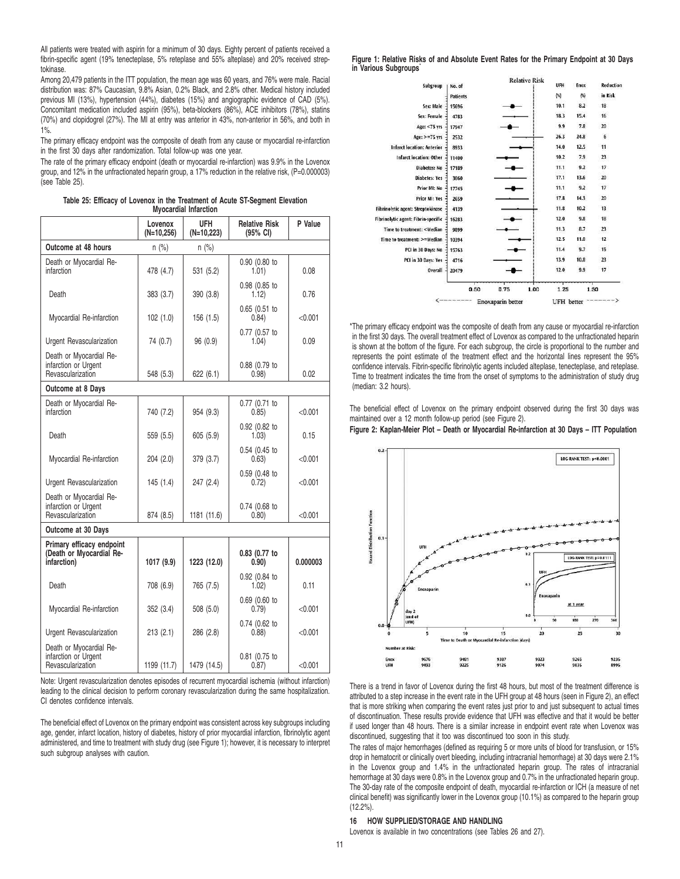All patients were treated with aspirin for a minimum of 30 days. Eighty percent of patients received a fibrin-specific agent (19% tenecteplase, 5% reteplase and 55% alteplase) and 20% received streptokinase.

Among 20,479 patients in the ITT population, the mean age was 60 years, and 76% were male. Racial distribution was: 87% Caucasian, 9.8% Asian, 0.2% Black, and 2.8% other. Medical history included previous MI (13%), hypertension (44%), diabetes (15%) and angiographic evidence of CAD (5%). Concomitant medication included aspirin (95%), beta-blockers (86%), ACE inhibitors (78%), statins (70%) and clopidogrel (27%). The MI at entry was anterior in 43%, non-anterior in 56%, and both in 1%.

The primary efficacy endpoint was the composite of death from any cause or myocardial re-infarction in the first 30 days after randomization. Total follow-up was one year.

The rate of the primary efficacy endpoint (death or myocardial re-infarction) was 9.9% in the Lovenox group, and 12% in the unfractionated heparin group, a 17% reduction in the relative risk, (P=0.000003) (see Table 25).

**Table 25: Efficacy of Lovenox in the Treatment of Acute ST-Segment Elevation Myocardial Infarction**

| | Lovenox (N=10,256) | UFH (N=10,223) | Relative Risk (95% CI) | P Value |
|---|---|---|---|---|
| **Outcome at 48 hours** | n (%) | n (%) | | |
| Death or Myocardial Re-infarction | 478 (4.7) | 531 (5.2) | 0.90 (0.80 to 1.01) | 0.08 |
| Death | 383 (3.7) | 390 (3.8) | 0.98 (0.85 to 1.12) | 0.76 |
| Myocardial Re-infarction | 102 (1.0) | 156 (1.5) | 0.65 (0.51 to 0.84) | <0.001 |
| Urgent Revascularization | 74 (0.7) | 96 (0.9) | 0.77 (0.57 to 1.04) | 0.09 |
| Death or Myocardial Re-infarction or Urgent Revascularization | 548 (5.3) | 622 (6.1) | 0.88 (0.79 to 0.98) | 0.02 |
| **Outcome at 8 Days** | | | | |
| Death or Myocardial Re-infarction | 740 (7.2) | 954 (9.3) | 0.77 (0.71 to 0.85) | <0.001 |
| Death | 559 (5.5) | 605 (5.9) | 0.92 (0.82 to 1.03) | 0.15 |
| Myocardial Re-infarction | 204 (2.0) | 379 (3.7) | 0.54 (0.45 to 0.63) | <0.001 |
| Urgent Revascularization | 145 (1.4) | 247 (2.4) | 0.59 (0.48 to 0.72) | <0.001 |
| Death or Myocardial Re-infarction or Urgent Revascularization | 874 (8.5) | 1181 (11.6) | 0.74 (0.68 to 0.80) | <0.001 |
| **Outcome at 30 Days** | | | | |
| **Primary efficacy endpoint (Death or Myocardial Re-infarction)** | **1017 (9.9)** | **1223 (12.0)** | **0.83 (0.77 to 0.90)** | **0.000003** |
| Death | 708 (6.9) | 765 (7.5) | 0.92 (0.84 to 1.02) | 0.11 |
| Myocardial Re-infarction | 352 (3.4) | 508 (5.0) | 0.69 (0.60 to 0.79) | <0.001 |
| Urgent Revascularization | 213 (2.1) | 286 (2.8) | 0.74 (0.62 to 0.88) | <0.001 |
| Death or Myocardial Re-infarction or Urgent Revascularization | 1199 (11.7) | 1479 (14.5) | 0.81 (0.75 to 0.87) | <0.001 |

Note: Urgent revascularization denotes episodes of recurrent myocardial ischemia (without infarction) leading to the clinical decision to perform coronary revascularization during the same hospitalization. CI denotes confidence intervals.

The beneficial effect of Lovenox on the primary endpoint was consistent across key subgroups including age, gender, infarct location, history of diabetes, history of prior myocardial infarction, fibrinolytic agent administered, and time to treatment with study drug (see Figure 1); however, it is necessary to interpret such subgroup analyses with caution.

**Figure 1: Relative Risks of and Absolute Event Rates for the Primary Endpoint at 30 Days in Various Subgroups***

Subgroup | No. of Patients | Relative Risk | UFH (%) | Enox (%) | Reduction in Risk

Sex: Male 15696 10.1 8.2 18
Sex: Female 4783 18.3 15.4 16
Age: <75 yrs 17947 9.9 7.8 20
Age: >=75 yrs 2532 26.3 24.8 6
Infarct location: Anterior 8933 14.0 12.5 11
Infarct location: Other 11400 10.2 7.9 23
Diabetes: No 17189 11.1 9.2 17
Diabetes: Yes 3060 17.1 13.6 20
Prior MI: No 17745 11.1 9.2 17
Prior MI: Yes 2659 17.8 14.3 20
Fibrinolytic agent: Streptokinase 4139 11.8 10.2 13
Fibrinolytic agent: Fibrin-specific 16283 12.0 9.8 18
Time to treatment: <Median 9899 11.3 8.7 23
Time to treatment: >=Median 10394 12.5 11.0 12
PCI in 30 Days: No 15763 11.4 9.7 15
PCI in 30 Days: Yes 4716 13.9 10.8 23
Overall 20479 12.0 9.9 17

0.50 0.75 1.00 1.25 1.50

<-------- Enoxaparin better UFH better -------->

*The primary efficacy endpoint was the composite of death from any cause or myocardial re-infarction in the first 30 days. The overall treatment effect of Lovenox as compared to the unfractionated heparin is shown at the bottom of the figure. For each subgroup, the circle is proportional to the number and represents the point estimate of the treatment effect and the horizontal lines represent the 95% confidence intervals. Fibrin-specific fibrinolytic agents included alteplase, tenecteplase, and reteplase. Time to treatment indicates the time from the onset of symptoms to the administration of study drug (median: 3.2 hours).

The beneficial effect of Lovenox on the primary endpoint observed during the first 30 days was maintained over a 12 month follow-up period (see Figure 2).

**Figure 2: Kaplan-Meier Plot – Death or Myocardial Re-infarction at 30 Days – ITT Population**

LOG-RANK TEST: p<0.0001

Hazard Distribution Function

UFH

Enoxaparin

day 2 (end of UFH)

LOG-RANK TEST: p<0.0001

UFH

Enoxaparin

at 1 year

Time to Death or Myocardial Re-infarction (days)

Number at Risk:

Enox 9676 9481 9387 9323 9265 9236
UFH 9493 9225 9126 9074 9036 8996

There is a trend in favor of Lovenox during the first 48 hours, but most of the treatment difference is attributed to a step increase in the event rate in the UFH group at 48 hours (seen in Figure 2), an effect that is more striking when comparing the event rates just prior to and just subsequent to actual times of discontinuation. These results provide evidence that UFH was effective and that it would be better if used longer than 48 hours. There is a similar increase in endpoint event rate when Lovenox was discontinued, suggesting that it too was discontinued too soon in this study.

The rates of major hemorrhages (defined as requiring 5 or more units of blood for transfusion, or 15% drop in hematocrit or clinically overt bleeding, including intracranial hemorrhage) at 30 days were 2.1% in the Lovenox group and 1.4% in the unfractionated heparin group. The rates of intracranial hemorrhage at 30 days were 0.8% in the Lovenox group and 0.7% in the unfractionated heparin group. The 30-day rate of the composite endpoint of death, myocardial re-infarction or ICH (a measure of net clinical benefit) was significantly lower in the Lovenox group (10.1%) as compared to the heparin group (12.2%).

## 16 HOW SUPPLIED/STORAGE AND HANDLING

Lovenox is available in two concentrations (see Tables 26 and 27).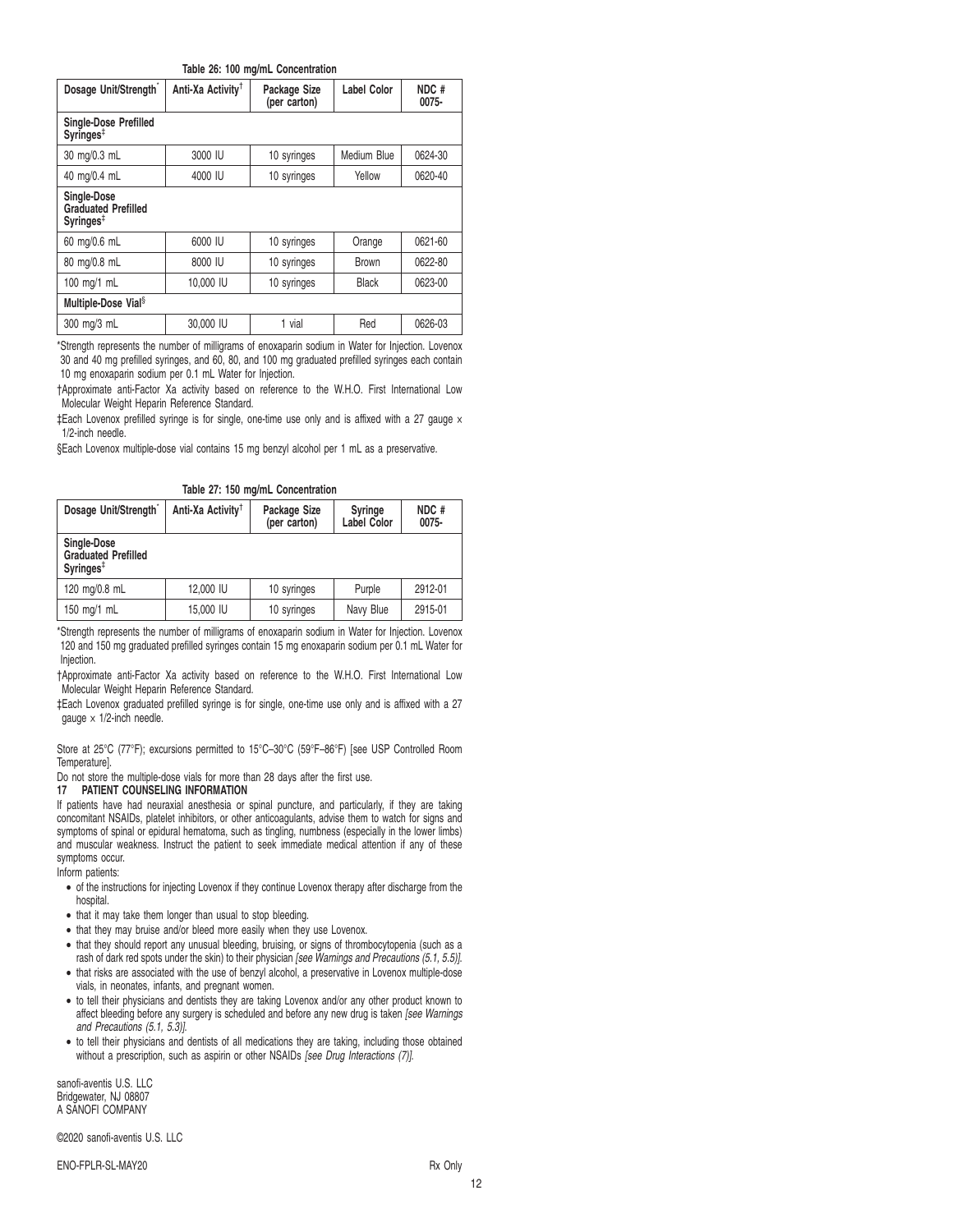**Table 26: 100 mg/mL Concentration**

| Dosage Unit/Strength* | Anti-Xa Activity† | Package Size (per carton) | Label Color | NDC # 0075- |
|---|---|---|---|---|
| **Single-Dose Prefilled Syringes‡** | | | | |
| 30 mg/0.3 mL | 3000 IU | 10 syringes | Medium Blue | 0624-30 |
| 40 mg/0.4 mL | 4000 IU | 10 syringes | Yellow | 0620-40 |
| **Single-Dose Graduated Prefilled Syringes‡** | | | | |
| 60 mg/0.6 mL | 6000 IU | 10 syringes | Orange | 0621-60 |
| 80 mg/0.8 mL | 8000 IU | 10 syringes | Brown | 0622-80 |
| 100 mg/1 mL | 10,000 IU | 10 syringes | Black | 0623-00 |
| **Multiple-Dose Vial§** | | | | |
| 300 mg/3 mL | 30,000 IU | 1 vial | Red | 0626-03 |

*Strength represents the number of milligrams of enoxaparin sodium in Water for Injection. Lovenox 30 and 40 mg prefilled syringes, and 60, 80, and 100 mg graduated prefilled syringes each contain 10 mg enoxaparin sodium per 0.1 mL Water for Injection.

†Approximate anti-Factor Xa activity based on reference to the W.H.O. First International Low Molecular Weight Heparin Reference Standard.

‡Each Lovenox prefilled syringe is for single, one-time use only and is affixed with a 27 gauge × 1/2-inch needle.

§Each Lovenox multiple-dose vial contains 15 mg benzyl alcohol per 1 mL as a preservative.

**Table 27: 150 mg/mL Concentration**

| Dosage Unit/Strength* | Anti-Xa Activity† | Package Size (per carton) | Syringe Label Color | NDC # 0075- |
|---|---|---|---|---|
| **Single-Dose Graduated Prefilled Syringes‡** | | | | |
| 120 mg/0.8 mL | 12,000 IU | 10 syringes | Purple | 2912-01 |
| 150 mg/1 mL | 15,000 IU | 10 syringes | Navy Blue | 2915-01 |

*Strength represents the number of milligrams of enoxaparin sodium in Water for Injection. Lovenox 120 and 150 mg graduated prefilled syringes contain 15 mg enoxaparin sodium per 0.1 mL Water for Injection.

†Approximate anti-Factor Xa activity based on reference to the W.H.O. First International Low Molecular Weight Heparin Reference Standard.

‡Each Lovenox graduated prefilled syringe is for single, one-time use only and is affixed with a 27 gauge × 1/2-inch needle.

Store at 25°C (77°F); excursions permitted to 15°C–30°C (59°F–86°F) [see USP Controlled Room Temperature].

Do not store the multiple-dose vials for more than 28 days after the first use.

## 17 PATIENT COUNSELING INFORMATION

If patients have had neuraxial anesthesia or spinal puncture, and particularly, if they are taking concomitant NSAIDs, platelet inhibitors, or other anticoagulants, advise them to watch for signs and symptoms of spinal or epidural hematoma, such as tingling, numbness (especially in the lower limbs) and muscular weakness. Instruct the patient to seek immediate medical attention if any of these symptoms occur.

Inform patients:

- of the instructions for injecting Lovenox if they continue Lovenox therapy after discharge from the hospital.
- that it may take them longer than usual to stop bleeding.
- that they may bruise and/or bleed more easily when they use Lovenox.
- that they should report any unusual bleeding, bruising, or signs of thrombocytopenia (such as a rash of dark red spots under the skin) to their physician *[see Warnings and Precautions (5.1, 5.5)]*.
- that risks are associated with the use of benzyl alcohol, a preservative in Lovenox multiple-dose vials, in neonates, infants, and pregnant women.
- to tell their physicians and dentists they are taking Lovenox and/or any other product known to affect bleeding before any surgery is scheduled and before any new drug is taken *[see Warnings and Precautions (5.1, 5.3)]*.
- to tell their physicians and dentists of all medications they are taking, including those obtained without a prescription, such as aspirin or other NSAIDs *[see Drug Interactions (7)]*.

sanofi-aventis U.S. LLC
Bridgewater, NJ 08807
A SANOFI COMPANY

©2020 sanofi-aventis U.S. LLC

ENO-FPLR-SL-MAY20 Rx Only